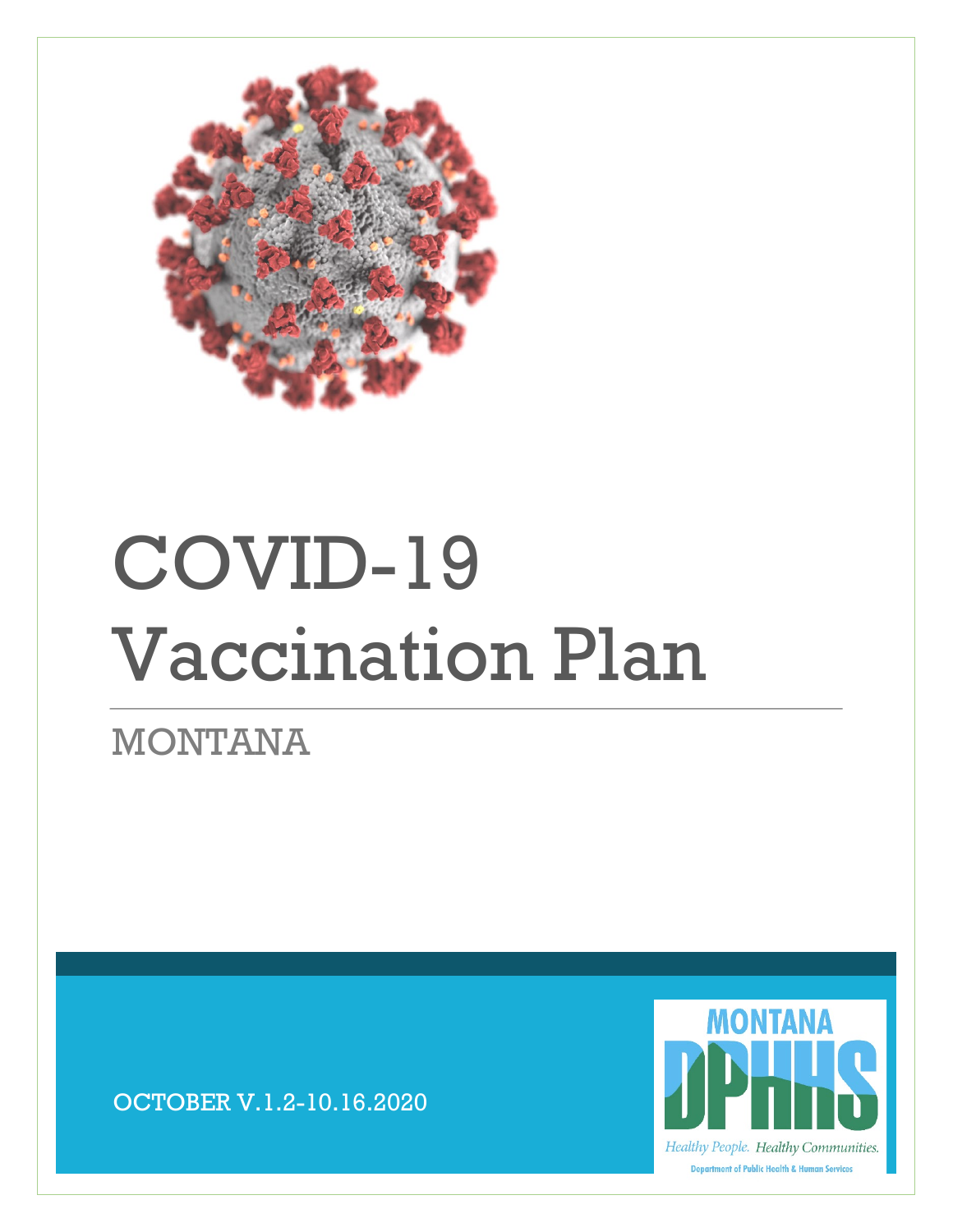# COVID-19 Vaccination Plan

## MONTANA

OCTOBER V.1.2-10.16.2020

MONTANA DPHHS

*Healthy People. Healthy Communities.*

Department of Public Health & Human Services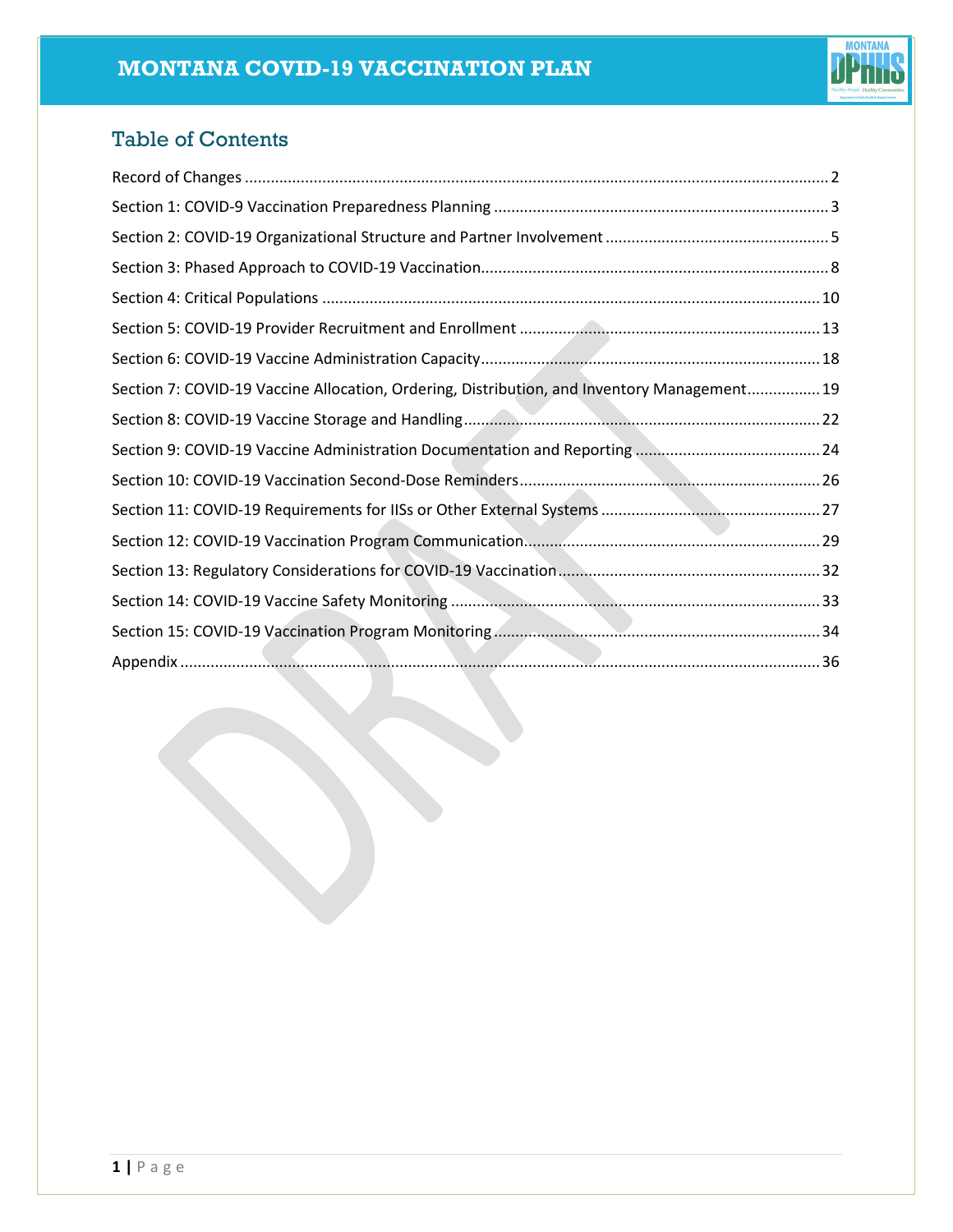# Table of Contents

Record of Changes ........................................................................................................................................ 2

Section 1: COVID-9 Vaccination Preparedness Planning ............................................................................. 3

Section 2: COVID-19 Organizational Structure and Partner Involvement .................................................... 5

Section 3: Phased Approach to COVID-19 Vaccination................................................................................. 8

Section 4: Critical Populations .................................................................................................................... 10

Section 5: COVID-19 Provider Recruitment and Enrollment ...................................................................... 13

Section 6: COVID-19 Vaccine Administration Capacity............................................................................... 18

Section 7: COVID-19 Vaccine Allocation, Ordering, Distribution, and Inventory Management................. 19

Section 8: COVID-19 Vaccine Storage and Handling................................................................................... 22

Section 9: COVID-19 Vaccine Administration Documentation and Reporting ........................................... 24

Section 10: COVID-19 Vaccination Second-Dose Reminders...................................................................... 26

Section 11: COVID-19 Requirements for IISs or Other External Systems ................................................... 27

Section 12: COVID-19 Vaccination Program Communication.................................................................... 29

Section 13: Regulatory Considerations for COVID-19 Vaccination............................................................. 32

Section 14: COVID-19 Vaccine Safety Monitoring ...................................................................................... 33

Section 15: COVID-19 Vaccination Program Monitoring ............................................................................ 34

Appendix ..................................................................................................................................................... 36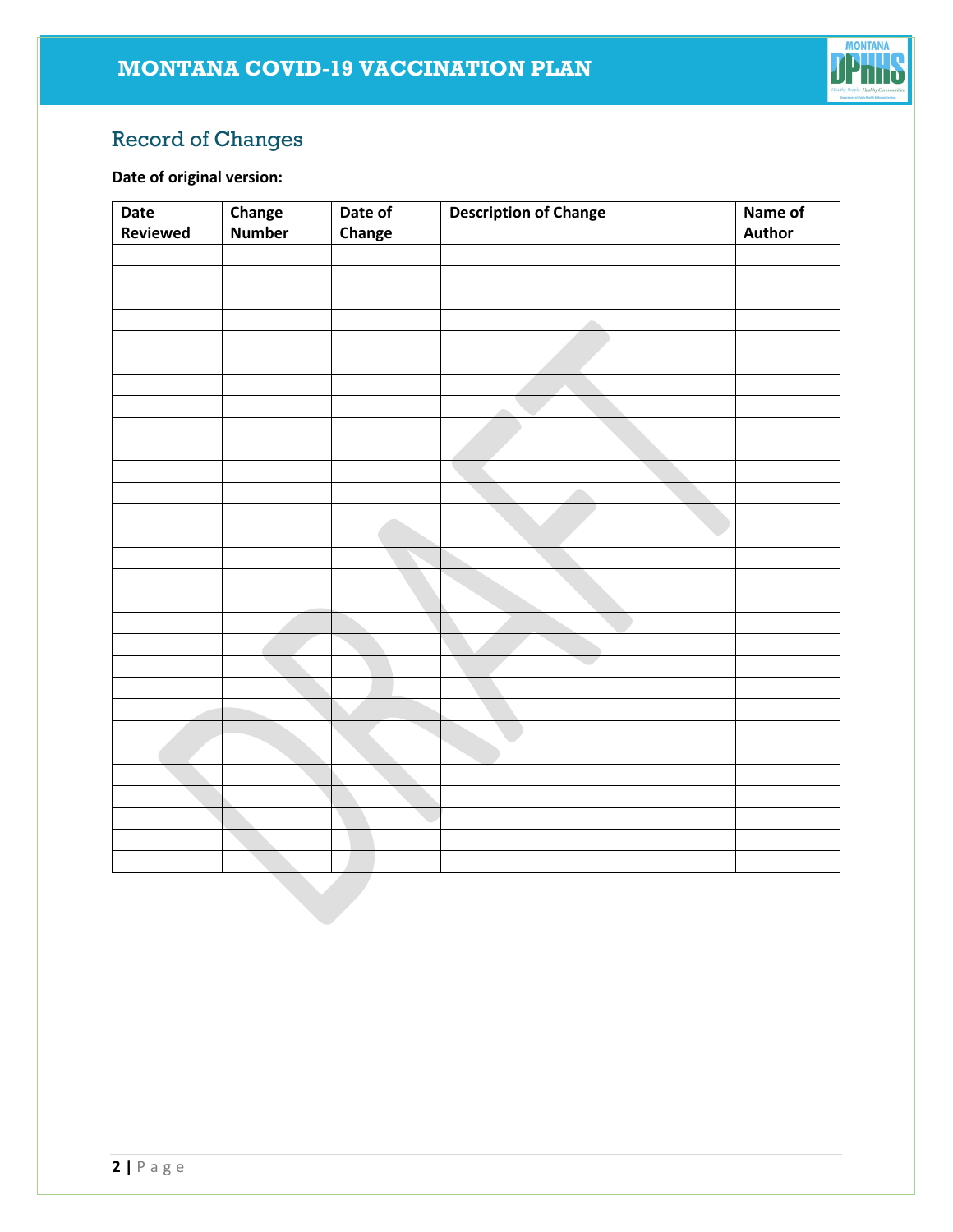## Record of Changes

**Date of original version:**

| Date Reviewed | Change Number | Date of Change | Description of Change | Name of Author |
|---|---|---|---|---|
| | | | | |
| | | | | |
| | | | | |
| | | | | |
| | | | | |
| | | | | |
| | | | | |
| | | | | |
| | | | | |
| | | | | |
| | | | | |
| | | | | |
| | | | | |
| | | | | |
| | | | | |
| | | | | |
| | | | | |
| | | | | |
| | | | | |
| | | | | |
| | | | | |
| | | | | |
| | | | | |
| | | | | |
| | | | | |
| | | | | |
| | | | | |
| | | | | |
| | | | | |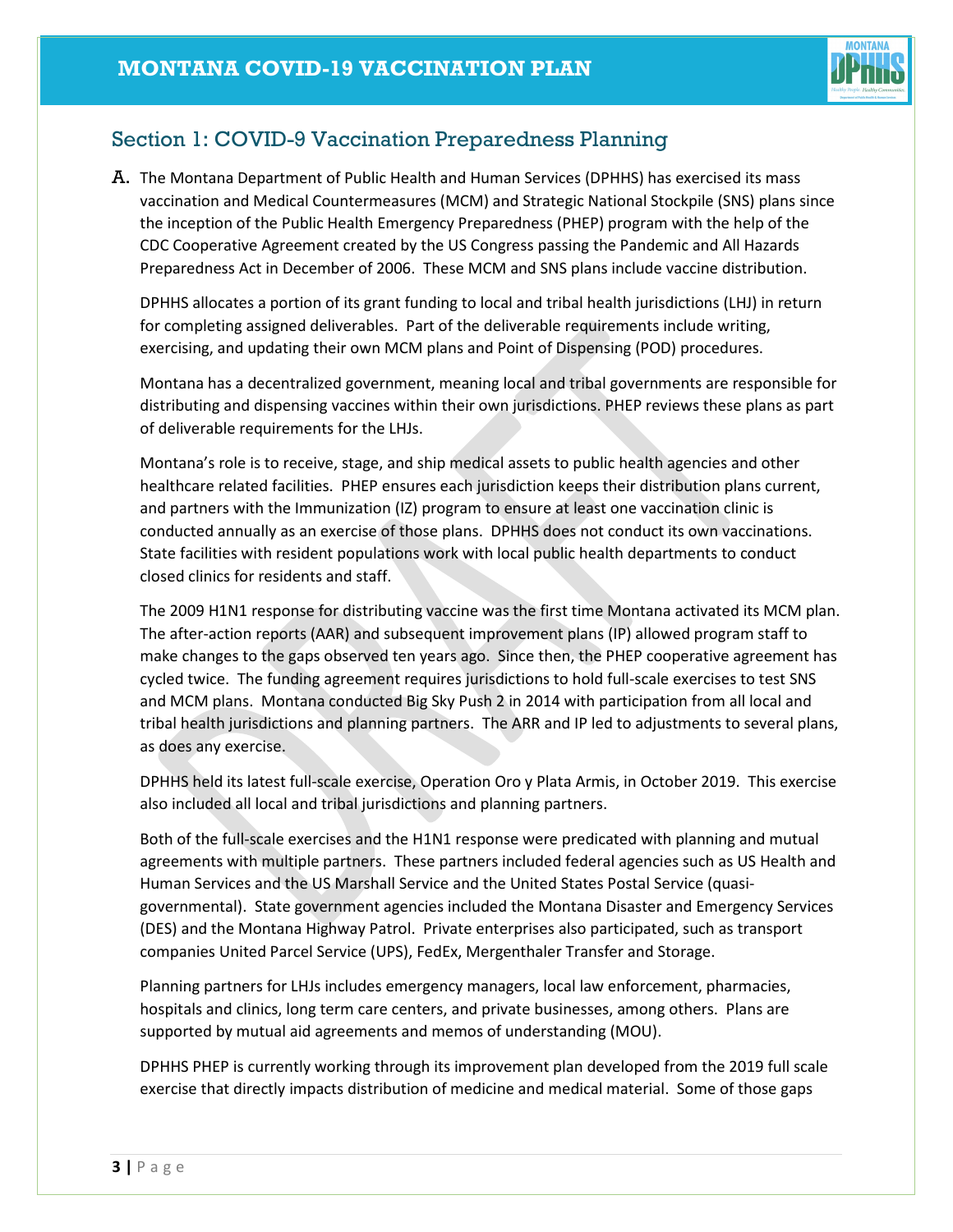## Section 1: COVID-9 Vaccination Preparedness Planning

A. The Montana Department of Public Health and Human Services (DPHHS) has exercised its mass vaccination and Medical Countermeasures (MCM) and Strategic National Stockpile (SNS) plans since the inception of the Public Health Emergency Preparedness (PHEP) program with the help of the CDC Cooperative Agreement created by the US Congress passing the Pandemic and All Hazards Preparedness Act in December of 2006. These MCM and SNS plans include vaccine distribution.

DPHHS allocates a portion of its grant funding to local and tribal health jurisdictions (LHJ) in return for completing assigned deliverables. Part of the deliverable requirements include writing, exercising, and updating their own MCM plans and Point of Dispensing (POD) procedures.

Montana has a decentralized government, meaning local and tribal governments are responsible for distributing and dispensing vaccines within their own jurisdictions. PHEP reviews these plans as part of deliverable requirements for the LHJs.

Montana's role is to receive, stage, and ship medical assets to public health agencies and other healthcare related facilities. PHEP ensures each jurisdiction keeps their distribution plans current, and partners with the Immunization (IZ) program to ensure at least one vaccination clinic is conducted annually as an exercise of those plans. DPHHS does not conduct its own vaccinations. State facilities with resident populations work with local public health departments to conduct closed clinics for residents and staff.

The 2009 H1N1 response for distributing vaccine was the first time Montana activated its MCM plan. The after-action reports (AAR) and subsequent improvement plans (IP) allowed program staff to make changes to the gaps observed ten years ago. Since then, the PHEP cooperative agreement has cycled twice. The funding agreement requires jurisdictions to hold full-scale exercises to test SNS and MCM plans. Montana conducted Big Sky Push 2 in 2014 with participation from all local and tribal health jurisdictions and planning partners. The ARR and IP led to adjustments to several plans, as does any exercise.

DPHHS held its latest full-scale exercise, Operation Oro y Plata Armis, in October 2019. This exercise also included all local and tribal jurisdictions and planning partners.

Both of the full-scale exercises and the H1N1 response were predicated with planning and mutual agreements with multiple partners. These partners included federal agencies such as US Health and Human Services and the US Marshall Service and the United States Postal Service (quasi-governmental). State government agencies included the Montana Disaster and Emergency Services (DES) and the Montana Highway Patrol. Private enterprises also participated, such as transport companies United Parcel Service (UPS), FedEx, Mergenthaler Transfer and Storage.

Planning partners for LHJs includes emergency managers, local law enforcement, pharmacies, hospitals and clinics, long term care centers, and private businesses, among others. Plans are supported by mutual aid agreements and memos of understanding (MOU).

DPHHS PHEP is currently working through its improvement plan developed from the 2019 full scale exercise that directly impacts distribution of medicine and medical material. Some of those gaps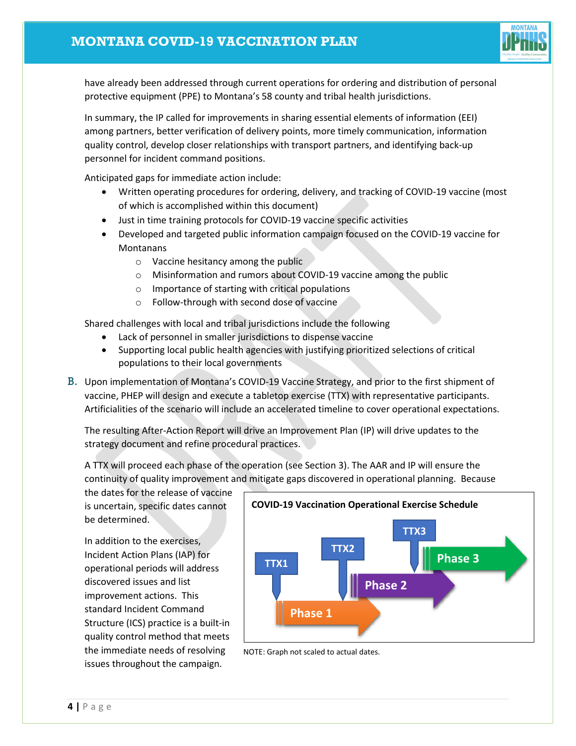have already been addressed through current operations for ordering and distribution of personal protective equipment (PPE) to Montana's 58 county and tribal health jurisdictions.

In summary, the IP called for improvements in sharing essential elements of information (EEI) among partners, better verification of delivery points, more timely communication, information quality control, develop closer relationships with transport partners, and identifying back-up personnel for incident command positions.

Anticipated gaps for immediate action include:

- Written operating procedures for ordering, delivery, and tracking of COVID-19 vaccine (most of which is accomplished within this document)
- Just in time training protocols for COVID-19 vaccine specific activities
- Developed and targeted public information campaign focused on the COVID-19 vaccine for Montanans
  - Vaccine hesitancy among the public
  - Misinformation and rumors about COVID-19 vaccine among the public
  - Importance of starting with critical populations
  - Follow-through with second dose of vaccine

Shared challenges with local and tribal jurisdictions include the following

- Lack of personnel in smaller jurisdictions to dispense vaccine
- Supporting local public health agencies with justifying prioritized selections of critical populations to their local governments

B. Upon implementation of Montana's COVID-19 Vaccine Strategy, and prior to the first shipment of vaccine, PHEP will design and execute a tabletop exercise (TTX) with representative participants. Artificialities of the scenario will include an accelerated timeline to cover operational expectations.

The resulting After-Action Report will drive an Improvement Plan (IP) will drive updates to the strategy document and refine procedural practices.

A TTX will proceed each phase of the operation (see Section 3). The AAR and IP will ensure the continuity of quality improvement and mitigate gaps discovered in operational planning. Because the dates for the release of vaccine is uncertain, specific dates cannot be determined.

In addition to the exercises, Incident Action Plans (IAP) for operational periods will address discovered issues and list improvement actions. This standard Incident Command Structure (ICS) practice is a built-in quality control method that meets the immediate needs of resolving issues throughout the campaign.

**COVID-19 Vaccination Operational Exercise Schedule**

TTX1 → Phase 1; TTX2 → Phase 2; TTX3 → Phase 3

NOTE: Graph not scaled to actual dates.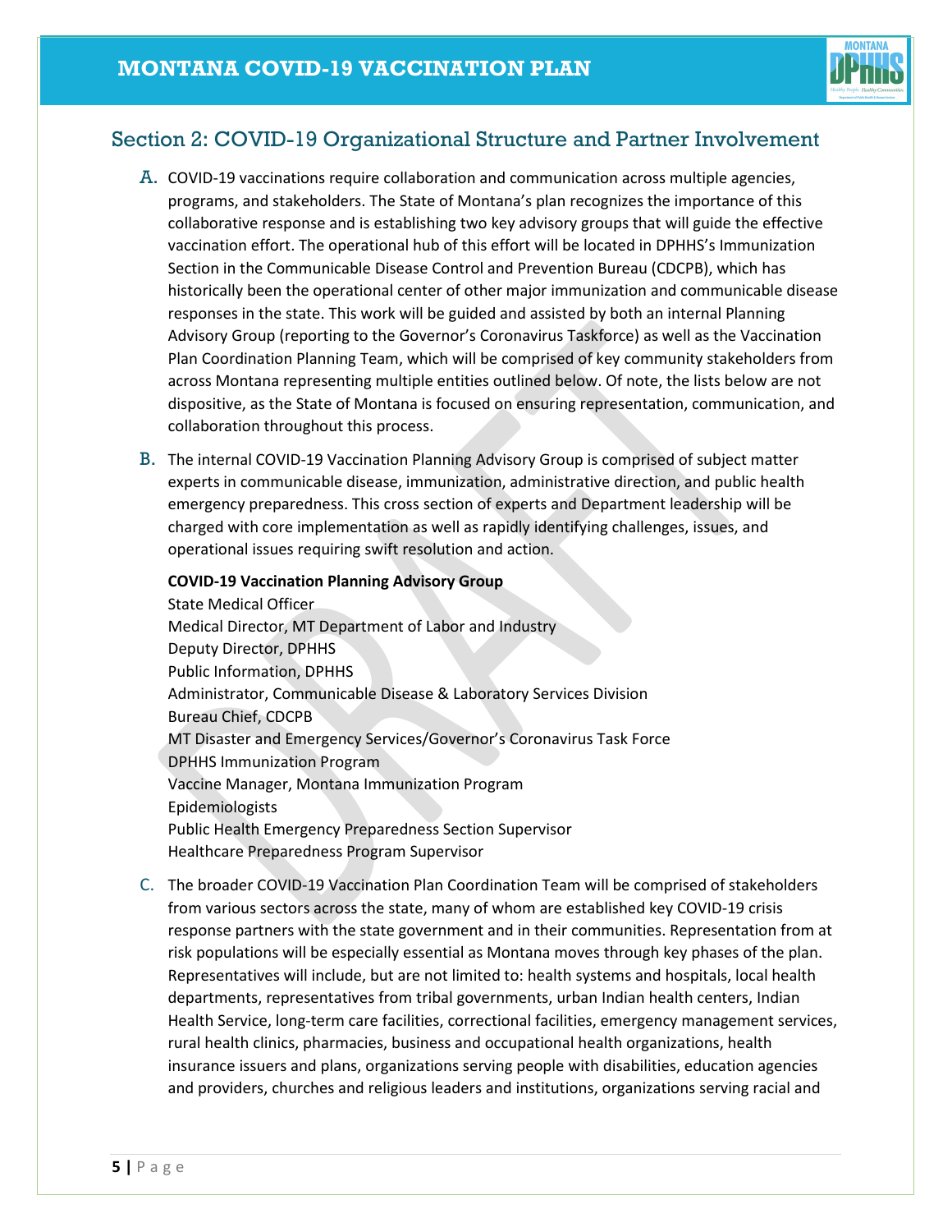## Section 2: COVID-19 Organizational Structure and Partner Involvement

A. COVID-19 vaccinations require collaboration and communication across multiple agencies, programs, and stakeholders. The State of Montana's plan recognizes the importance of this collaborative response and is establishing two key advisory groups that will guide the effective vaccination effort. The operational hub of this effort will be located in DPHHS's Immunization Section in the Communicable Disease Control and Prevention Bureau (CDCPB), which has historically been the operational center of other major immunization and communicable disease responses in the state. This work will be guided and assisted by both an internal Planning Advisory Group (reporting to the Governor's Coronavirus Taskforce) as well as the Vaccination Plan Coordination Planning Team, which will be comprised of key community stakeholders from across Montana representing multiple entities outlined below. Of note, the lists below are not dispositive, as the State of Montana is focused on ensuring representation, communication, and collaboration throughout this process.

B. The internal COVID-19 Vaccination Planning Advisory Group is comprised of subject matter experts in communicable disease, immunization, administrative direction, and public health emergency preparedness. This cross section of experts and Department leadership will be charged with core implementation as well as rapidly identifying challenges, issues, and operational issues requiring swift resolution and action.

**COVID-19 Vaccination Planning Advisory Group**

State Medical Officer
Medical Director, MT Department of Labor and Industry
Deputy Director, DPHHS
Public Information, DPHHS
Administrator, Communicable Disease & Laboratory Services Division
Bureau Chief, CDCPB
MT Disaster and Emergency Services/Governor's Coronavirus Task Force
DPHHS Immunization Program
Vaccine Manager, Montana Immunization Program
Epidemiologists
Public Health Emergency Preparedness Section Supervisor
Healthcare Preparedness Program Supervisor

C. The broader COVID-19 Vaccination Plan Coordination Team will be comprised of stakeholders from various sectors across the state, many of whom are established key COVID-19 crisis response partners with the state government and in their communities. Representation from at risk populations will be especially essential as Montana moves through key phases of the plan. Representatives will include, but are not limited to: health systems and hospitals, local health departments, representatives from tribal governments, urban Indian health centers, Indian Health Service, long-term care facilities, correctional facilities, emergency management services, rural health clinics, pharmacies, business and occupational health organizations, health insurance issuers and plans, organizations serving people with disabilities, education agencies and providers, churches and religious leaders and institutions, organizations serving racial and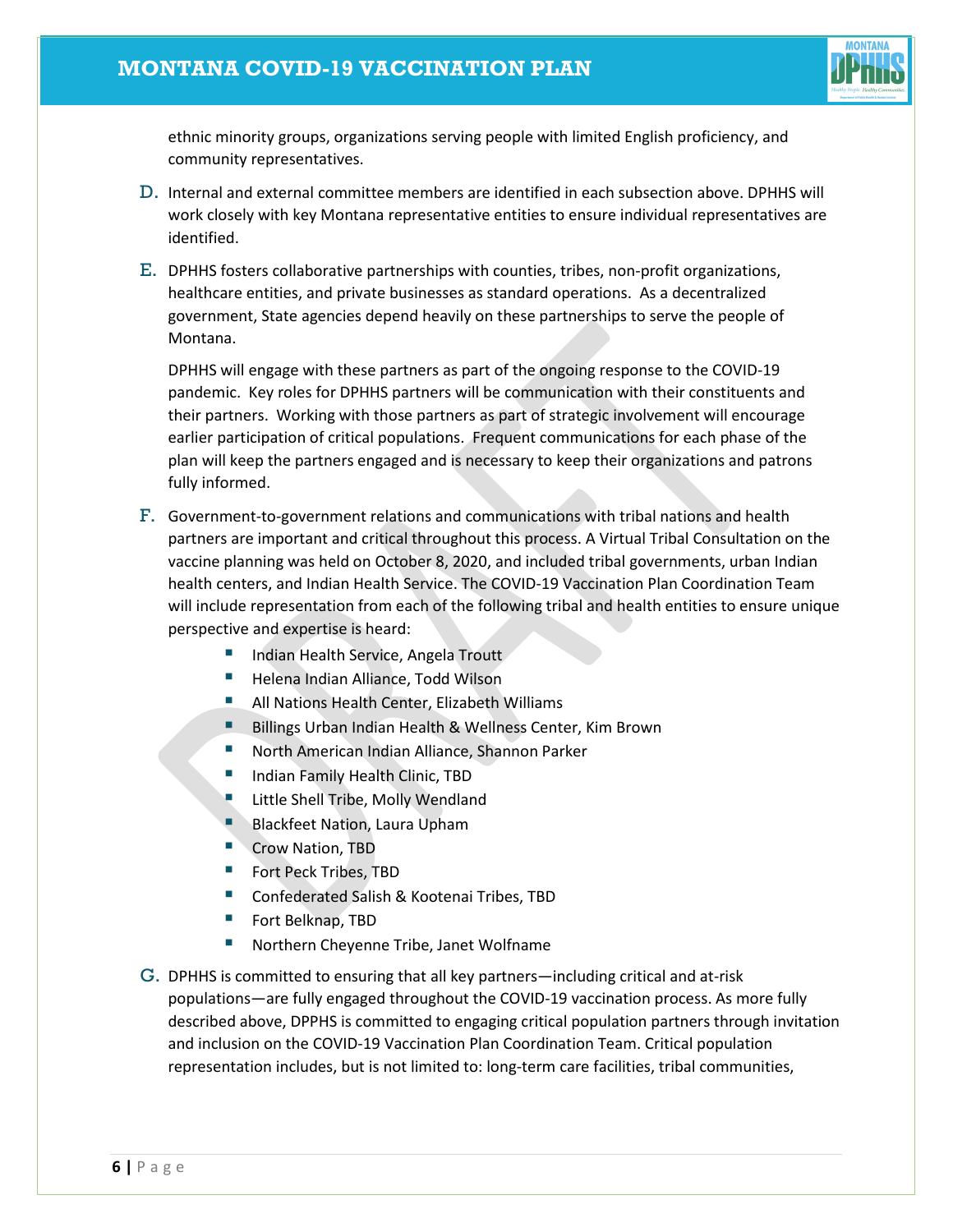ethnic minority groups, organizations serving people with limited English proficiency, and community representatives.

D. Internal and external committee members are identified in each subsection above. DPHHS will work closely with key Montana representative entities to ensure individual representatives are identified.

E. DPHHS fosters collaborative partnerships with counties, tribes, non-profit organizations, healthcare entities, and private businesses as standard operations. As a decentralized government, State agencies depend heavily on these partnerships to serve the people of Montana.

DPHHS will engage with these partners as part of the ongoing response to the COVID-19 pandemic. Key roles for DPHHS partners will be communication with their constituents and their partners. Working with those partners as part of strategic involvement will encourage earlier participation of critical populations. Frequent communications for each phase of the plan will keep the partners engaged and is necessary to keep their organizations and patrons fully informed.

F. Government-to-government relations and communications with tribal nations and health partners are important and critical throughout this process. A Virtual Tribal Consultation on the vaccine planning was held on October 8, 2020, and included tribal governments, urban Indian health centers, and Indian Health Service. The COVID-19 Vaccination Plan Coordination Team will include representation from each of the following tribal and health entities to ensure unique perspective and expertise is heard:

- Indian Health Service, Angela Troutt
- Helena Indian Alliance, Todd Wilson
- All Nations Health Center, Elizabeth Williams
- Billings Urban Indian Health & Wellness Center, Kim Brown
- North American Indian Alliance, Shannon Parker
- Indian Family Health Clinic, TBD
- Little Shell Tribe, Molly Wendland
- Blackfeet Nation, Laura Upham
- Crow Nation, TBD
- Fort Peck Tribes, TBD
- Confederated Salish & Kootenai Tribes, TBD
- Fort Belknap, TBD
- Northern Cheyenne Tribe, Janet Wolfname

G. DPHHS is committed to ensuring that all key partners—including critical and at-risk populations—are fully engaged throughout the COVID-19 vaccination process. As more fully described above, DPPHS is committed to engaging critical population partners through invitation and inclusion on the COVID-19 Vaccination Plan Coordination Team. Critical population representation includes, but is not limited to: long-term care facilities, tribal communities,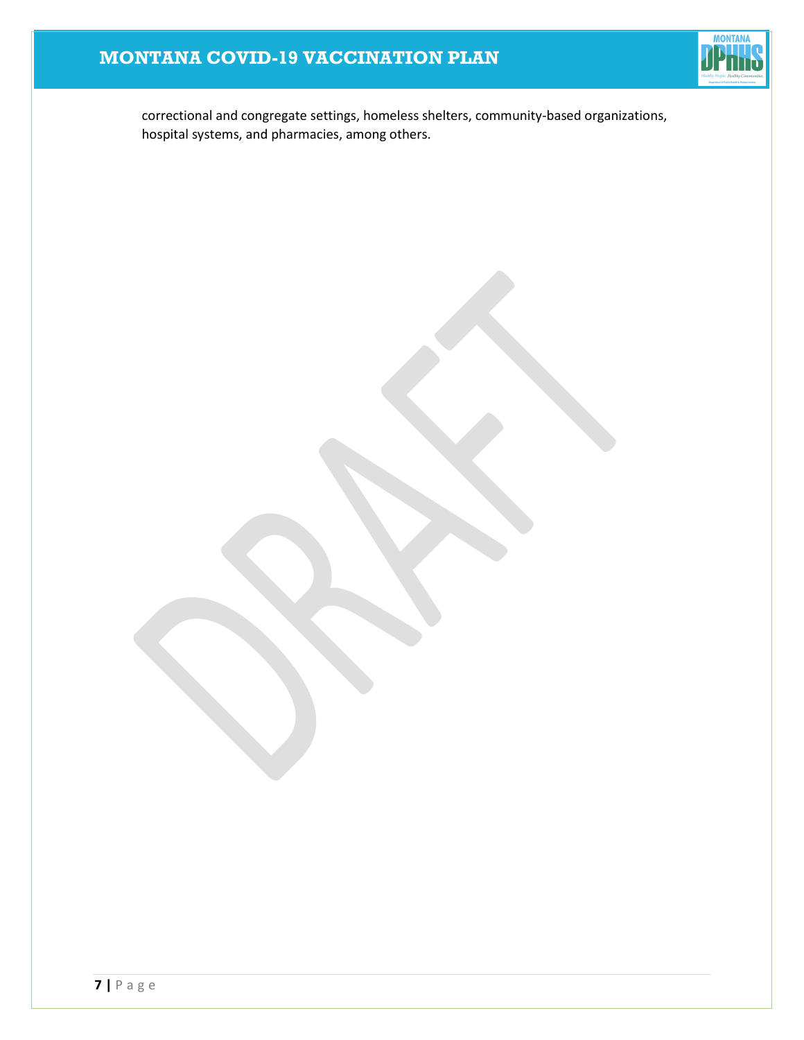correctional and congregate settings, homeless shelters, community-based organizations, hospital systems, and pharmacies, among others.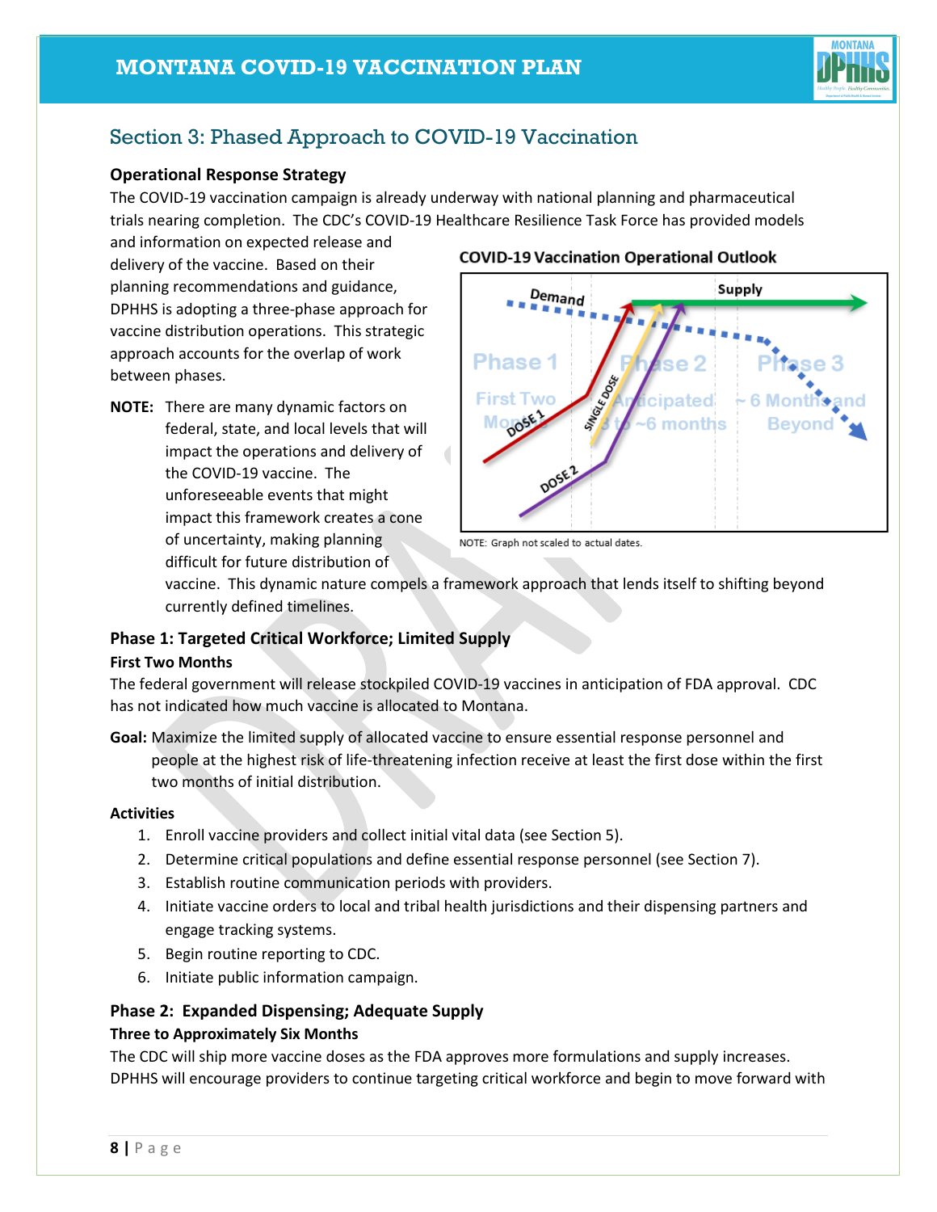## Section 3: Phased Approach to COVID-19 Vaccination

### Operational Response Strategy

The COVID-19 vaccination campaign is already underway with national planning and pharmaceutical trials nearing completion. The CDC's COVID-19 Healthcare Resilience Task Force has provided models and information on expected release and delivery of the vaccine. Based on their planning recommendations and guidance, DPHHS is adopting a three-phase approach for vaccine distribution operations. This strategic approach accounts for the overlap of work between phases.

**NOTE:** There are many dynamic factors on federal, state, and local levels that will impact the operations and delivery of the COVID-19 vaccine. The unforeseeable events that might impact this framework creates a cone of uncertainty, making planning difficult for future distribution of vaccine. This dynamic nature compels a framework approach that lends itself to shifting beyond currently defined timelines.

**COVID-19 Vaccination Operational Outlook**

NOTE: Graph not scaled to actual dates.

### Phase 1: Targeted Critical Workforce; Limited Supply

**First Two Months**

The federal government will release stockpiled COVID-19 vaccines in anticipation of FDA approval. CDC has not indicated how much vaccine is allocated to Montana.

**Goal:** Maximize the limited supply of allocated vaccine to ensure essential response personnel and people at the highest risk of life-threatening infection receive at least the first dose within the first two months of initial distribution.

**Activities**

1. Enroll vaccine providers and collect initial vital data (see Section 5).
2. Determine critical populations and define essential response personnel (see Section 7).
3. Establish routine communication periods with providers.
4. Initiate vaccine orders to local and tribal health jurisdictions and their dispensing partners and engage tracking systems.
5. Begin routine reporting to CDC.
6. Initiate public information campaign.

### Phase 2: Expanded Dispensing; Adequate Supply

**Three to Approximately Six Months**

The CDC will ship more vaccine doses as the FDA approves more formulations and supply increases. DPHHS will encourage providers to continue targeting critical workforce and begin to move forward with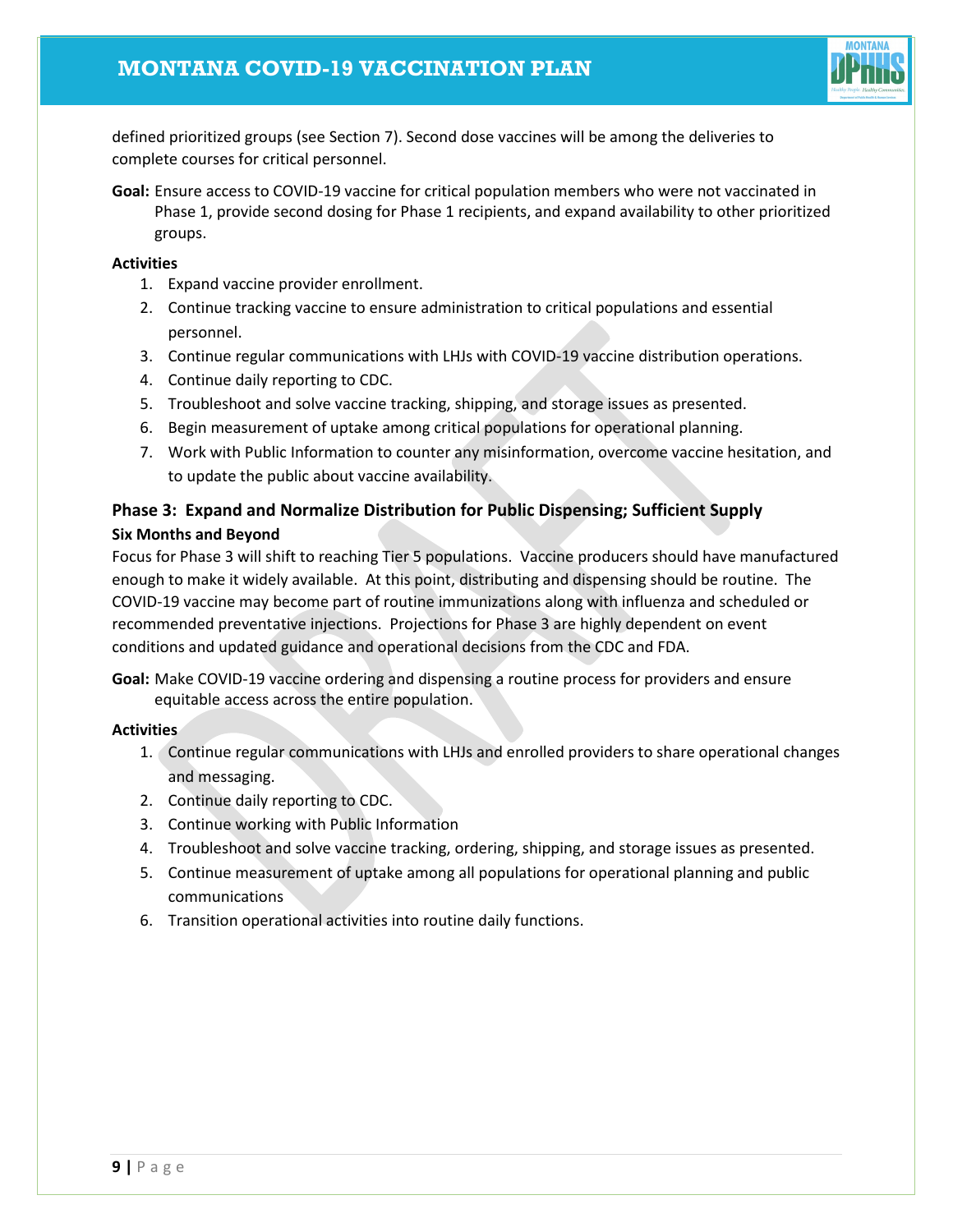defined prioritized groups (see Section 7). Second dose vaccines will be among the deliveries to complete courses for critical personnel.

**Goal:** Ensure access to COVID-19 vaccine for critical population members who were not vaccinated in Phase 1, provide second dosing for Phase 1 recipients, and expand availability to other prioritized groups.

**Activities**

1. Expand vaccine provider enrollment.
2. Continue tracking vaccine to ensure administration to critical populations and essential personnel.
3. Continue regular communications with LHJs with COVID-19 vaccine distribution operations.
4. Continue daily reporting to CDC.
5. Troubleshoot and solve vaccine tracking, shipping, and storage issues as presented.
6. Begin measurement of uptake among critical populations for operational planning.
7. Work with Public Information to counter any misinformation, overcome vaccine hesitation, and to update the public about vaccine availability.

### Phase 3: Expand and Normalize Distribution for Public Dispensing; Sufficient Supply

**Six Months and Beyond**

Focus for Phase 3 will shift to reaching Tier 5 populations. Vaccine producers should have manufactured enough to make it widely available. At this point, distributing and dispensing should be routine. The COVID-19 vaccine may become part of routine immunizations along with influenza and scheduled or recommended preventative injections. Projections for Phase 3 are highly dependent on event conditions and updated guidance and operational decisions from the CDC and FDA.

**Goal:** Make COVID-19 vaccine ordering and dispensing a routine process for providers and ensure equitable access across the entire population.

**Activities**

1. Continue regular communications with LHJs and enrolled providers to share operational changes and messaging.
2. Continue daily reporting to CDC.
3. Continue working with Public Information
4. Troubleshoot and solve vaccine tracking, ordering, shipping, and storage issues as presented.
5. Continue measurement of uptake among all populations for operational planning and public communications
6. Transition operational activities into routine daily functions.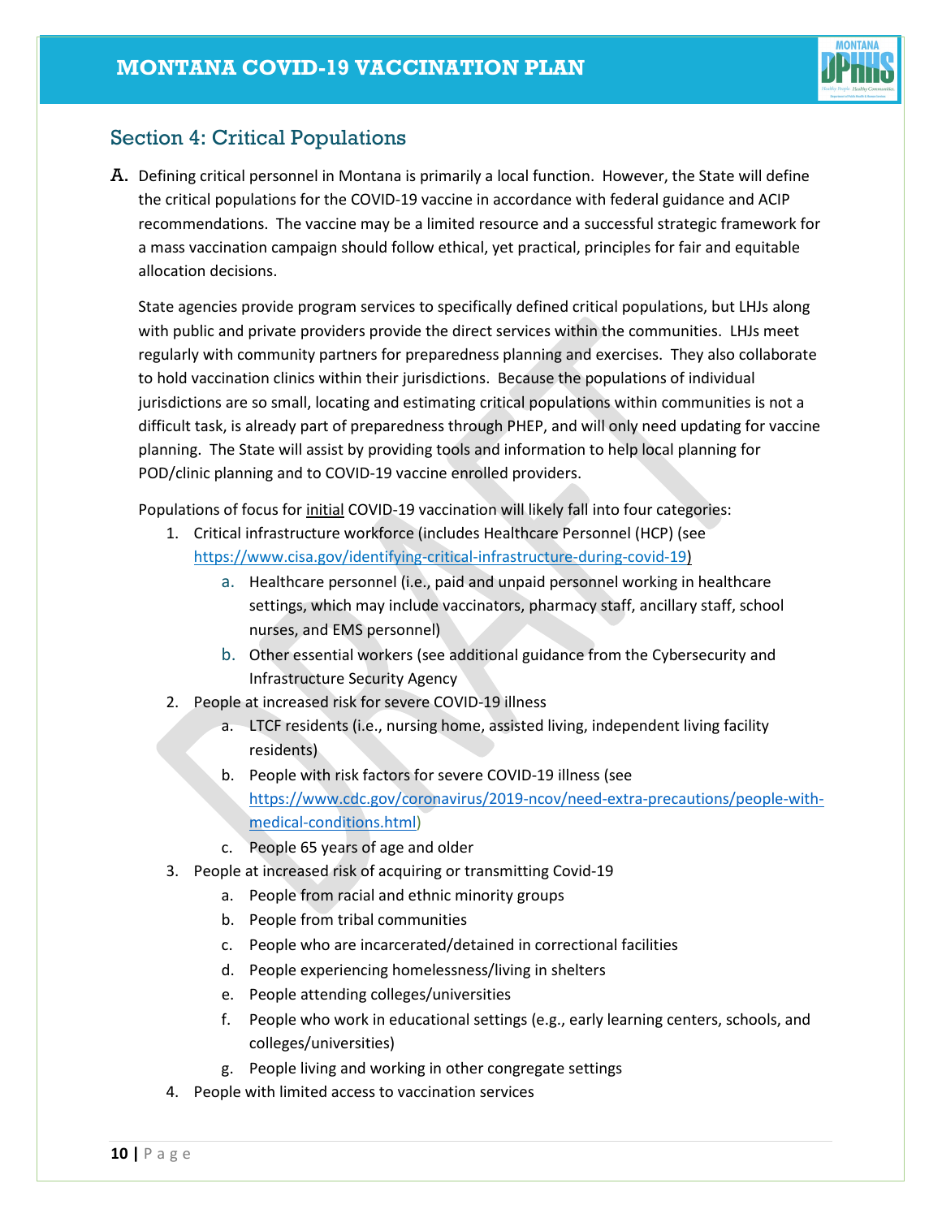## Section 4: Critical Populations

A. Defining critical personnel in Montana is primarily a local function. However, the State will define the critical populations for the COVID-19 vaccine in accordance with federal guidance and ACIP recommendations. The vaccine may be a limited resource and a successful strategic framework for a mass vaccination campaign should follow ethical, yet practical, principles for fair and equitable allocation decisions.

State agencies provide program services to specifically defined critical populations, but LHJs along with public and private providers provide the direct services within the communities. LHJs meet regularly with community partners for preparedness planning and exercises. They also collaborate to hold vaccination clinics within their jurisdictions. Because the populations of individual jurisdictions are so small, locating and estimating critical populations within communities is not a difficult task, is already part of preparedness through PHEP, and will only need updating for vaccine planning. The State will assist by providing tools and information to help local planning for POD/clinic planning and to COVID-19 vaccine enrolled providers.

Populations of focus for initial COVID-19 vaccination will likely fall into four categories:

1. Critical infrastructure workforce (includes Healthcare Personnel (HCP) (see https://www.cisa.gov/identifying-critical-infrastructure-during-covid-19)
   a. Healthcare personnel (i.e., paid and unpaid personnel working in healthcare settings, which may include vaccinators, pharmacy staff, ancillary staff, school nurses, and EMS personnel)
   b. Other essential workers (see additional guidance from the Cybersecurity and Infrastructure Security Agency
2. People at increased risk for severe COVID-19 illness
   a. LTCF residents (i.e., nursing home, assisted living, independent living facility residents)
   b. People with risk factors for severe COVID-19 illness (see https://www.cdc.gov/coronavirus/2019-ncov/need-extra-precautions/people-with-medical-conditions.html)
   c. People 65 years of age and older
3. People at increased risk of acquiring or transmitting Covid-19
   a. People from racial and ethnic minority groups
   b. People from tribal communities
   c. People who are incarcerated/detained in correctional facilities
   d. People experiencing homelessness/living in shelters
   e. People attending colleges/universities
   f. People who work in educational settings (e.g., early learning centers, schools, and colleges/universities)
   g. People living and working in other congregate settings
4. People with limited access to vaccination services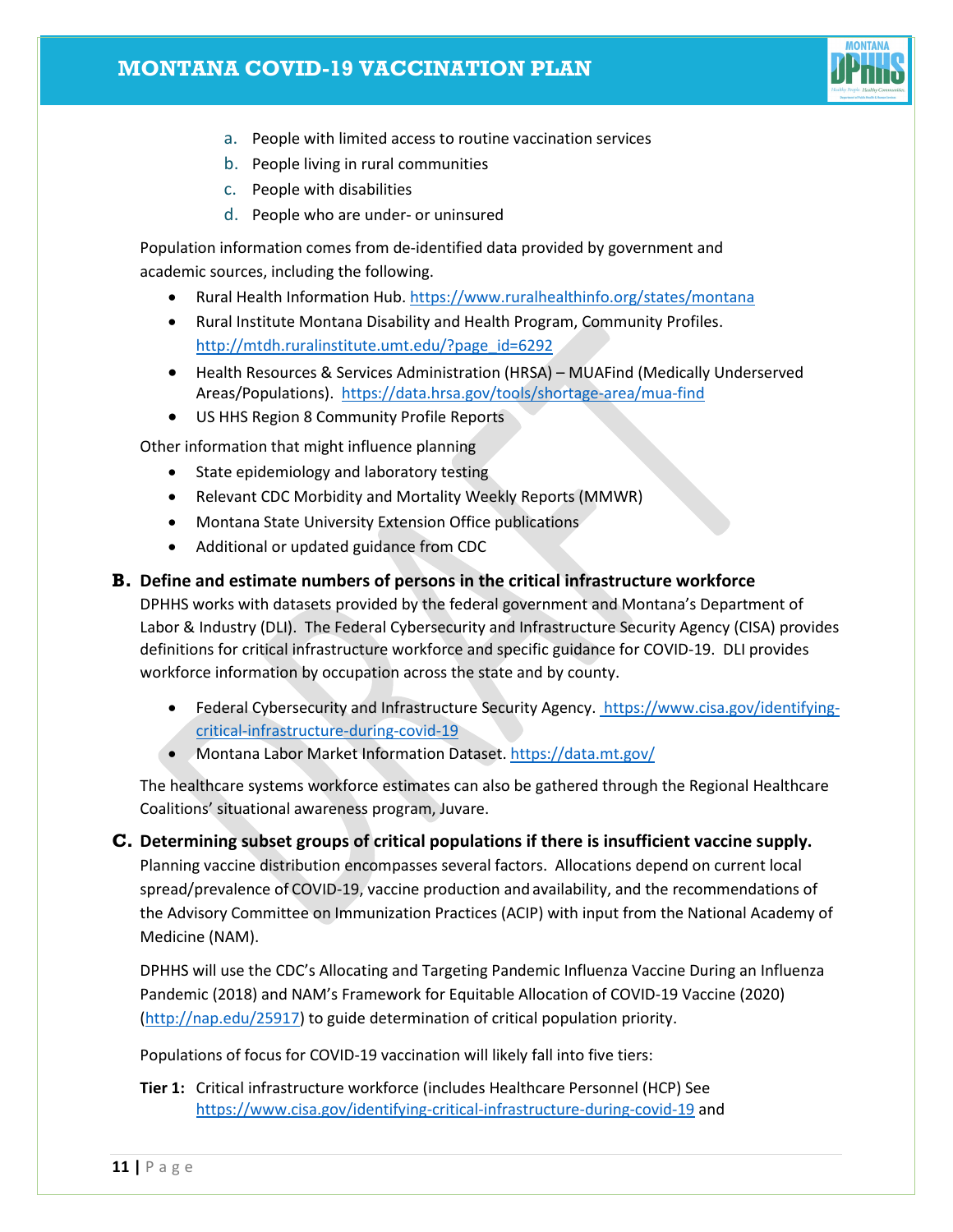a. People with limited access to routine vaccination services
b. People living in rural communities
c. People with disabilities
d. People who are under- or uninsured

Population information comes from de-identified data provided by government and academic sources, including the following.

- Rural Health Information Hub. https://www.ruralhealthinfo.org/states/montana
- Rural Institute Montana Disability and Health Program, Community Profiles. http://mtdh.ruralinstitute.umt.edu/?page_id=6292
- Health Resources & Services Administration (HRSA) – MUAFind (Medically Underserved Areas/Populations). https://data.hrsa.gov/tools/shortage-area/mua-find
- US HHS Region 8 Community Profile Reports

Other information that might influence planning

- State epidemiology and laboratory testing
- Relevant CDC Morbidity and Mortality Weekly Reports (MMWR)
- Montana State University Extension Office publications
- Additional or updated guidance from CDC

### B. Define and estimate numbers of persons in the critical infrastructure workforce

DPHHS works with datasets provided by the federal government and Montana's Department of Labor & Industry (DLI). The Federal Cybersecurity and Infrastructure Security Agency (CISA) provides definitions for critical infrastructure workforce and specific guidance for COVID-19. DLI provides workforce information by occupation across the state and by county.

- Federal Cybersecurity and Infrastructure Security Agency. https://www.cisa.gov/identifying-critical-infrastructure-during-covid-19
- Montana Labor Market Information Dataset. https://data.mt.gov/

The healthcare systems workforce estimates can also be gathered through the Regional Healthcare Coalitions' situational awareness program, Juvare.

### C. Determining subset groups of critical populations if there is insufficient vaccine supply.

Planning vaccine distribution encompasses several factors. Allocations depend on current local spread/prevalence of COVID-19, vaccine production and availability, and the recommendations of the Advisory Committee on Immunization Practices (ACIP) with input from the National Academy of Medicine (NAM).

DPHHS will use the CDC's Allocating and Targeting Pandemic Influenza Vaccine During an Influenza Pandemic (2018) and NAM's Framework for Equitable Allocation of COVID-19 Vaccine (2020) (http://nap.edu/25917) to guide determination of critical population priority.

Populations of focus for COVID-19 vaccination will likely fall into five tiers:

**Tier 1:** Critical infrastructure workforce (includes Healthcare Personnel (HCP) See https://www.cisa.gov/identifying-critical-infrastructure-during-covid-19 and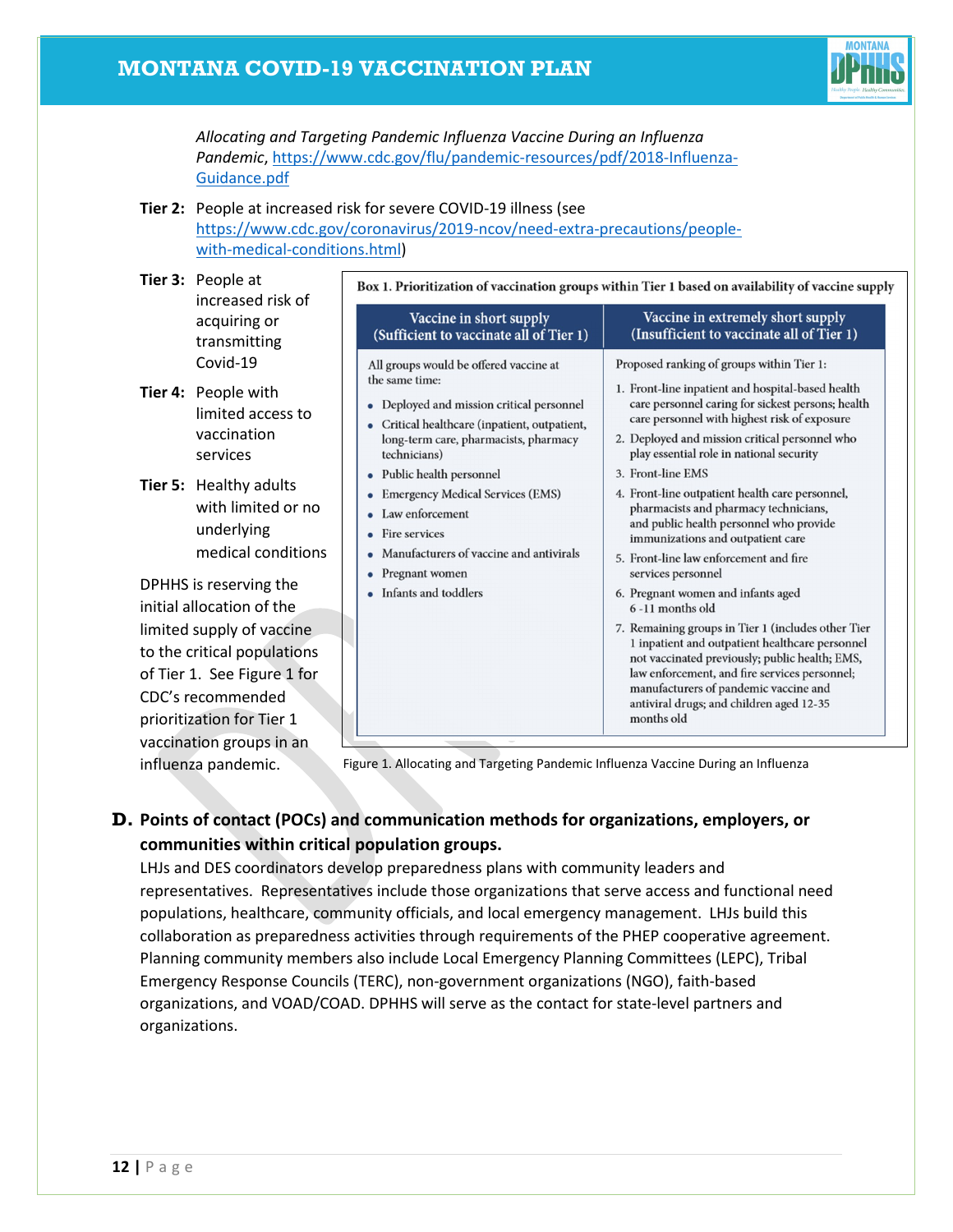*Allocating and Targeting Pandemic Influenza Vaccine During an Influenza Pandemic*, https://www.cdc.gov/flu/pandemic-resources/pdf/2018-Influenza-Guidance.pdf

**Tier 2:** People at increased risk for severe COVID-19 illness (see https://www.cdc.gov/coronavirus/2019-ncov/need-extra-precautions/people-with-medical-conditions.html)

**Tier 3:** People at increased risk of acquiring or transmitting Covid-19

**Tier 4:** People with limited access to vaccination services

**Tier 5:** Healthy adults with limited or no underlying medical conditions

DPHHS is reserving the initial allocation of the limited supply of vaccine to the critical populations of Tier 1. See Figure 1 for CDC's recommended prioritization for Tier 1 vaccination groups in an influenza pandemic.

**Box 1. Prioritization of vaccination groups within Tier 1 based on availability of vaccine supply**

| Vaccine in short supply (Sufficient to vaccinate all of Tier 1) | Vaccine in extremely short supply (Insufficient to vaccinate all of Tier 1) |
|---|---|
| All groups would be offered vaccine at the same time:<br>• Deployed and mission critical personnel<br>• Critical healthcare (inpatient, outpatient, long-term care, pharmacists, pharmacy technicians)<br>• Public health personnel<br>• Emergency Medical Services (EMS)<br>• Law enforcement<br>• Fire services<br>• Manufacturers of vaccine and antivirals<br>• Pregnant women<br>• Infants and toddlers | Proposed ranking of groups within Tier 1:<br>1. Front-line inpatient and hospital-based health care personnel caring for sickest persons; health care personnel with highest risk of exposure<br>2. Deployed and mission critical personnel who play essential role in national security<br>3. Front-line EMS<br>4. Front-line outpatient health care personnel, pharmacists and pharmacy technicians, and public health personnel who provide immunizations and outpatient care<br>5. Front-line law enforcement and fire services personnel<br>6. Pregnant women and infants aged 6 -11 months old<br>7. Remaining groups in Tier 1 (includes other Tier 1 inpatient and outpatient healthcare personnel not vaccinated previously; public health; EMS, law enforcement, and fire services personnel; manufacturers of pandemic vaccine and antiviral drugs; and children aged 12-35 months old |

Figure 1. Allocating and Targeting Pandemic Influenza Vaccine During an Influenza

## D. Points of contact (POCs) and communication methods for organizations, employers, or communities within critical population groups.

LHJs and DES coordinators develop preparedness plans with community leaders and representatives. Representatives include those organizations that serve access and functional need populations, healthcare, community officials, and local emergency management. LHJs build this collaboration as preparedness activities through requirements of the PHEP cooperative agreement. Planning community members also include Local Emergency Planning Committees (LEPC), Tribal Emergency Response Councils (TERC), non-government organizations (NGO), faith-based organizations, and VOAD/COAD. DPHHS will serve as the contact for state-level partners and organizations.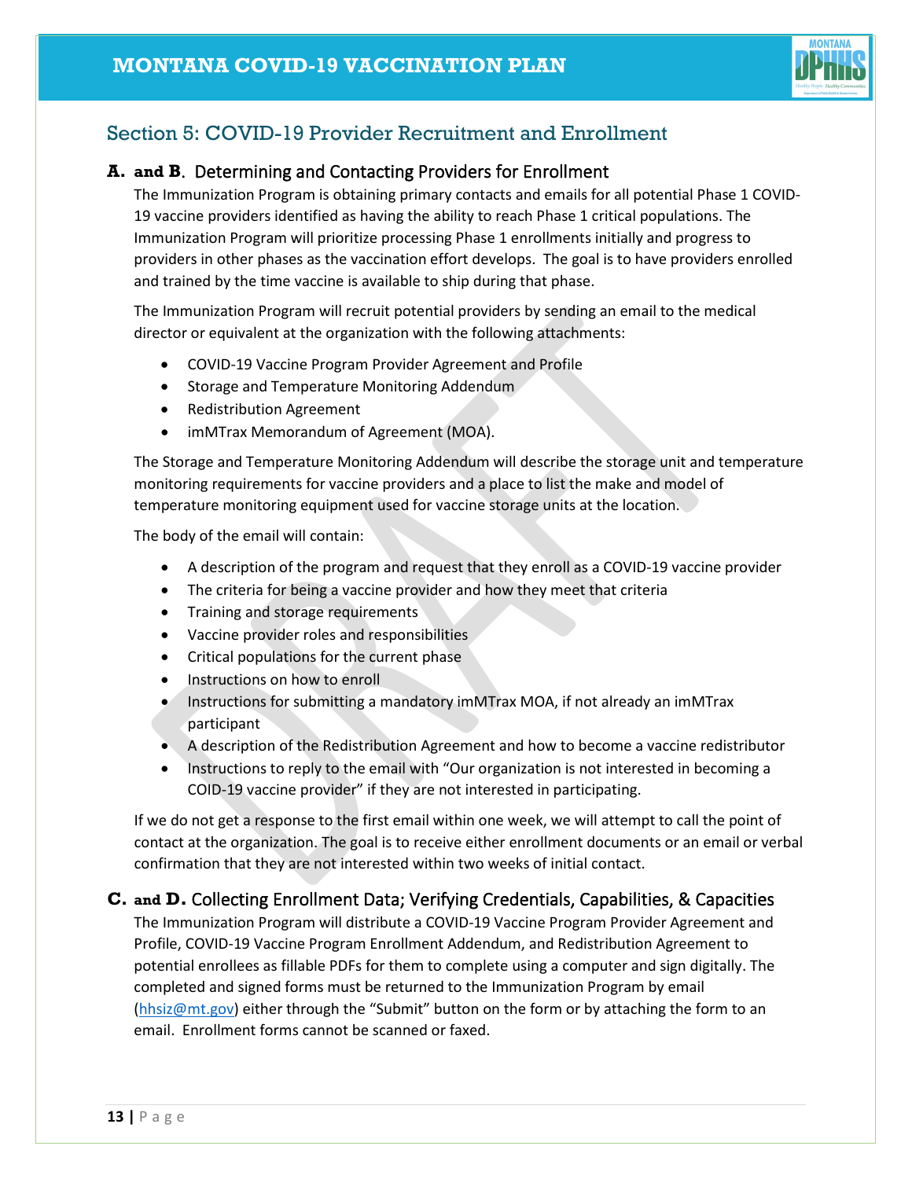## Section 5: COVID-19 Provider Recruitment and Enrollment

### A. and B. Determining and Contacting Providers for Enrollment

The Immunization Program is obtaining primary contacts and emails for all potential Phase 1 COVID-19 vaccine providers identified as having the ability to reach Phase 1 critical populations. The Immunization Program will prioritize processing Phase 1 enrollments initially and progress to providers in other phases as the vaccination effort develops. The goal is to have providers enrolled and trained by the time vaccine is available to ship during that phase.

The Immunization Program will recruit potential providers by sending an email to the medical director or equivalent at the organization with the following attachments:

- COVID-19 Vaccine Program Provider Agreement and Profile
- Storage and Temperature Monitoring Addendum
- Redistribution Agreement
- imMTrax Memorandum of Agreement (MOA).

The Storage and Temperature Monitoring Addendum will describe the storage unit and temperature monitoring requirements for vaccine providers and a place to list the make and model of temperature monitoring equipment used for vaccine storage units at the location.

The body of the email will contain:

- A description of the program and request that they enroll as a COVID-19 vaccine provider
- The criteria for being a vaccine provider and how they meet that criteria
- Training and storage requirements
- Vaccine provider roles and responsibilities
- Critical populations for the current phase
- Instructions on how to enroll
- Instructions for submitting a mandatory imMTrax MOA, if not already an imMTrax participant
- A description of the Redistribution Agreement and how to become a vaccine redistributor
- Instructions to reply to the email with "Our organization is not interested in becoming a COID-19 vaccine provider" if they are not interested in participating.

If we do not get a response to the first email within one week, we will attempt to call the point of contact at the organization. The goal is to receive either enrollment documents or an email or verbal confirmation that they are not interested within two weeks of initial contact.

### C. and D. Collecting Enrollment Data; Verifying Credentials, Capabilities, & Capacities

The Immunization Program will distribute a COVID-19 Vaccine Program Provider Agreement and Profile, COVID-19 Vaccine Program Enrollment Addendum, and Redistribution Agreement to potential enrollees as fillable PDFs for them to complete using a computer and sign digitally. The completed and signed forms must be returned to the Immunization Program by email (hhsiz@mt.gov) either through the "Submit" button on the form or by attaching the form to an email. Enrollment forms cannot be scanned or faxed.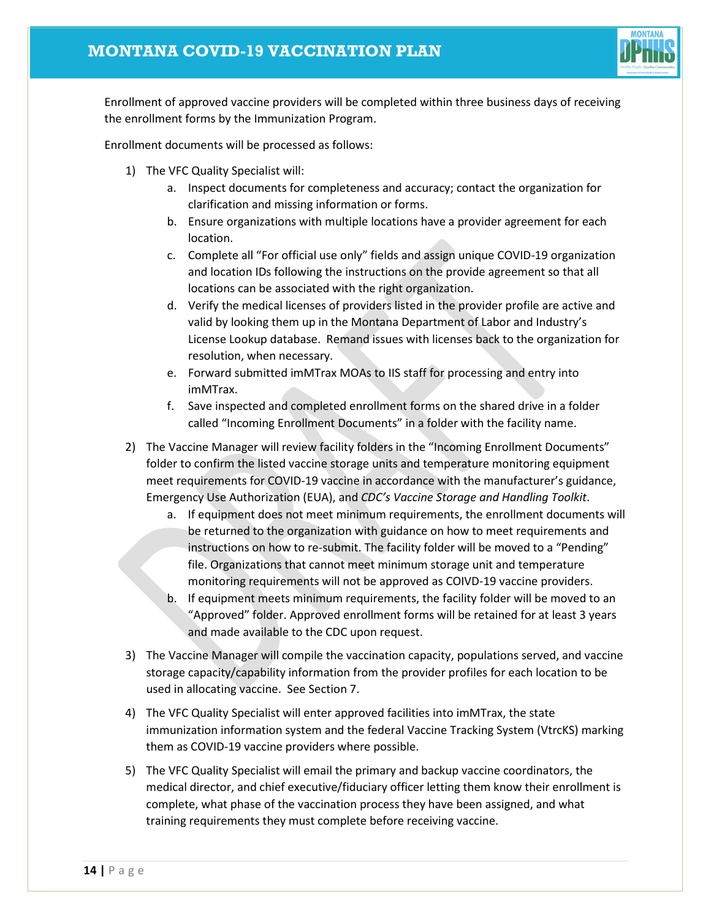Enrollment of approved vaccine providers will be completed within three business days of receiving the enrollment forms by the Immunization Program.

Enrollment documents will be processed as follows:

1) The VFC Quality Specialist will:
   a. Inspect documents for completeness and accuracy; contact the organization for clarification and missing information or forms.
   b. Ensure organizations with multiple locations have a provider agreement for each location.
   c. Complete all "For official use only" fields and assign unique COVID-19 organization and location IDs following the instructions on the provide agreement so that all locations can be associated with the right organization.
   d. Verify the medical licenses of providers listed in the provider profile are active and valid by looking them up in the Montana Department of Labor and Industry's License Lookup database. Remand issues with licenses back to the organization for resolution, when necessary.
   e. Forward submitted imMTrax MOAs to IIS staff for processing and entry into imMTrax.
   f. Save inspected and completed enrollment forms on the shared drive in a folder called "Incoming Enrollment Documents" in a folder with the facility name.
2) The Vaccine Manager will review facility folders in the "Incoming Enrollment Documents" folder to confirm the listed vaccine storage units and temperature monitoring equipment meet requirements for COVID-19 vaccine in accordance with the manufacturer's guidance, Emergency Use Authorization (EUA), and *CDC's Vaccine Storage and Handling Toolkit*.
   a. If equipment does not meet minimum requirements, the enrollment documents will be returned to the organization with guidance on how to meet requirements and instructions on how to re-submit. The facility folder will be moved to a "Pending" file. Organizations that cannot meet minimum storage unit and temperature monitoring requirements will not be approved as COIVD-19 vaccine providers.
   b. If equipment meets minimum requirements, the facility folder will be moved to an "Approved" folder. Approved enrollment forms will be retained for at least 3 years and made available to the CDC upon request.
3) The Vaccine Manager will compile the vaccination capacity, populations served, and vaccine storage capacity/capability information from the provider profiles for each location to be used in allocating vaccine. See Section 7.
4) The VFC Quality Specialist will enter approved facilities into imMTrax, the state immunization information system and the federal Vaccine Tracking System (VtrcKS) marking them as COVID-19 vaccine providers where possible.
5) The VFC Quality Specialist will email the primary and backup vaccine coordinators, the medical director, and chief executive/fiduciary officer letting them know their enrollment is complete, what phase of the vaccination process they have been assigned, and what training requirements they must complete before receiving vaccine.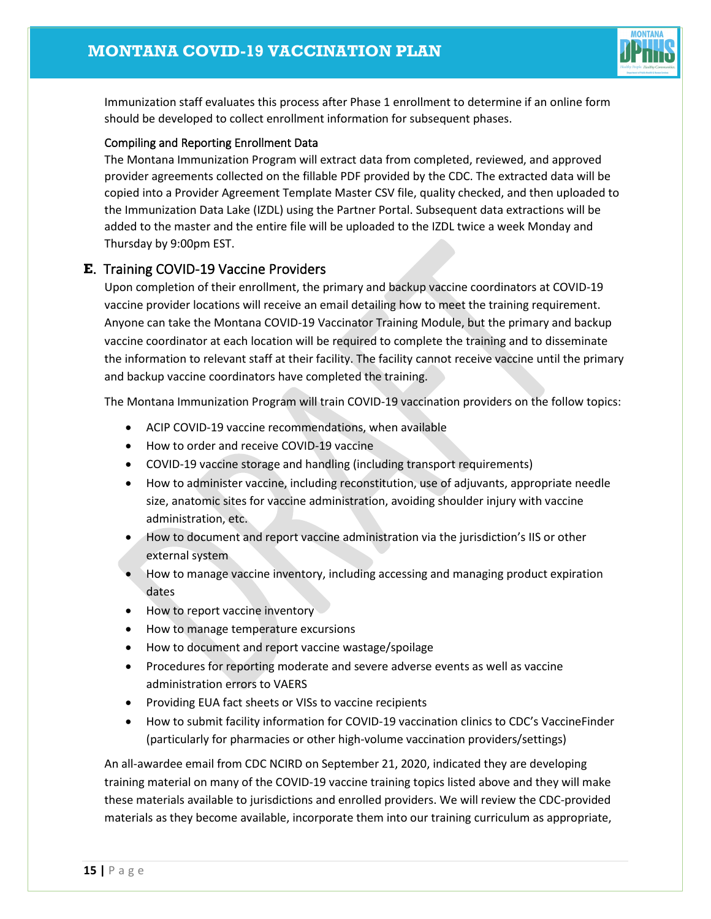Immunization staff evaluates this process after Phase 1 enrollment to determine if an online form should be developed to collect enrollment information for subsequent phases.

#### Compiling and Reporting Enrollment Data

The Montana Immunization Program will extract data from completed, reviewed, and approved provider agreements collected on the fillable PDF provided by the CDC. The extracted data will be copied into a Provider Agreement Template Master CSV file, quality checked, and then uploaded to the Immunization Data Lake (IZDL) using the Partner Portal. Subsequent data extractions will be added to the master and the entire file will be uploaded to the IZDL twice a week Monday and Thursday by 9:00pm EST.

### E. Training COVID-19 Vaccine Providers

Upon completion of their enrollment, the primary and backup vaccine coordinators at COVID-19 vaccine provider locations will receive an email detailing how to meet the training requirement. Anyone can take the Montana COVID-19 Vaccinator Training Module, but the primary and backup vaccine coordinator at each location will be required to complete the training and to disseminate the information to relevant staff at their facility. The facility cannot receive vaccine until the primary and backup vaccine coordinators have completed the training.

The Montana Immunization Program will train COVID-19 vaccination providers on the follow topics:

- ACIP COVID-19 vaccine recommendations, when available
- How to order and receive COVID-19 vaccine
- COVID-19 vaccine storage and handling (including transport requirements)
- How to administer vaccine, including reconstitution, use of adjuvants, appropriate needle size, anatomic sites for vaccine administration, avoiding shoulder injury with vaccine administration, etc.
- How to document and report vaccine administration via the jurisdiction's IIS or other external system
- How to manage vaccine inventory, including accessing and managing product expiration dates
- How to report vaccine inventory
- How to manage temperature excursions
- How to document and report vaccine wastage/spoilage
- Procedures for reporting moderate and severe adverse events as well as vaccine administration errors to VAERS
- Providing EUA fact sheets or VISs to vaccine recipients
- How to submit facility information for COVID-19 vaccination clinics to CDC's VaccineFinder (particularly for pharmacies or other high-volume vaccination providers/settings)

An all-awardee email from CDC NCIRD on September 21, 2020, indicated they are developing training material on many of the COVID-19 vaccine training topics listed above and they will make these materials available to jurisdictions and enrolled providers. We will review the CDC-provided materials as they become available, incorporate them into our training curriculum as appropriate,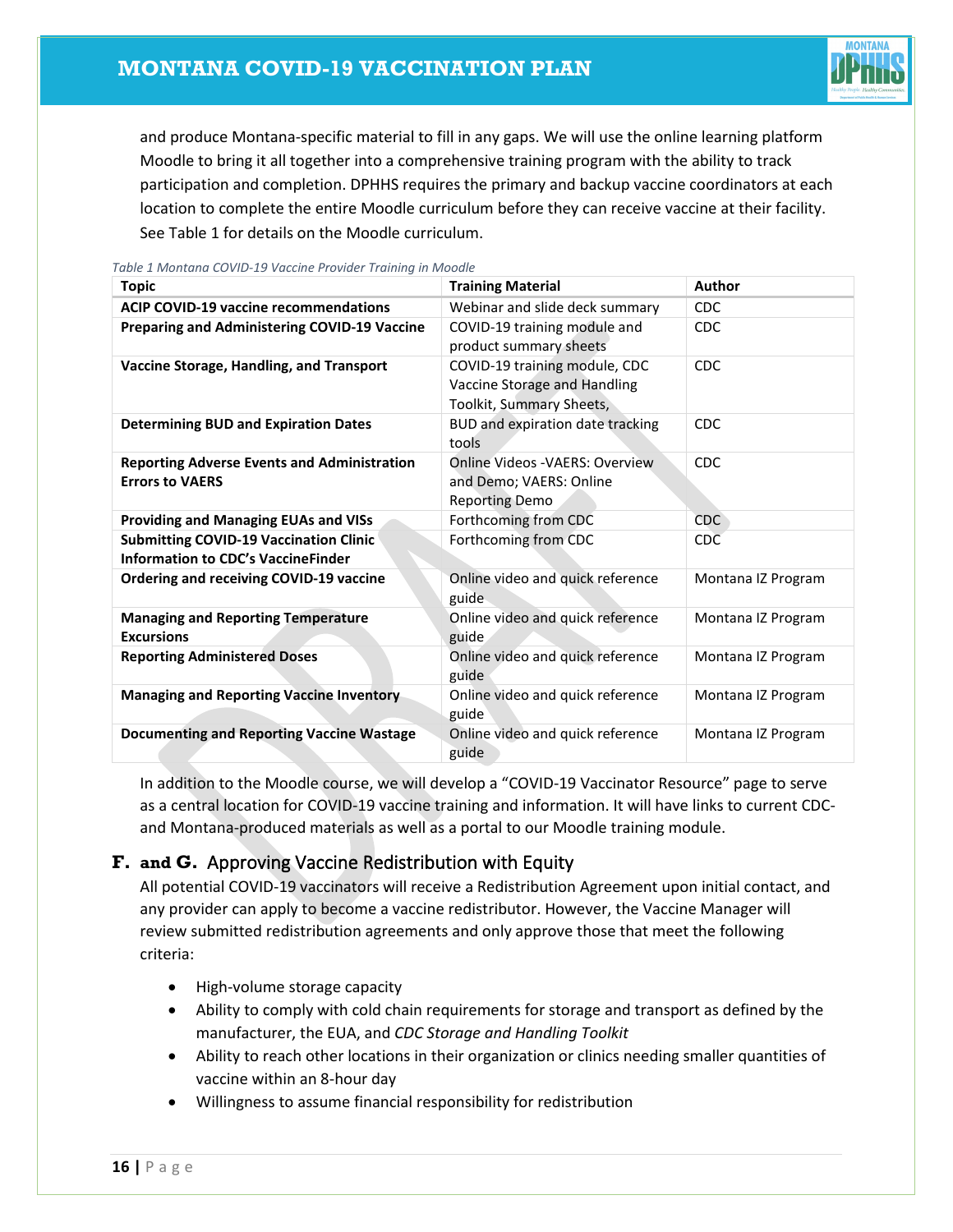and produce Montana-specific material to fill in any gaps. We will use the online learning platform Moodle to bring it all together into a comprehensive training program with the ability to track participation and completion. DPHHS requires the primary and backup vaccine coordinators at each location to complete the entire Moodle curriculum before they can receive vaccine at their facility. See Table 1 for details on the Moodle curriculum.

*Table 1 Montana COVID-19 Vaccine Provider Training in Moodle*

| Topic | Training Material | Author |
|---|---|---|
| **ACIP COVID-19 vaccine recommendations** | Webinar and slide deck summary | CDC |
| **Preparing and Administering COVID-19 Vaccine** | COVID-19 training module and product summary sheets | CDC |
| **Vaccine Storage, Handling, and Transport** | COVID-19 training module, CDC Vaccine Storage and Handling Toolkit, Summary Sheets, | CDC |
| **Determining BUD and Expiration Dates** | BUD and expiration date tracking tools | CDC |
| **Reporting Adverse Events and Administration Errors to VAERS** | Online Videos -VAERS: Overview and Demo; VAERS: Online Reporting Demo | CDC |
| **Providing and Managing EUAs and VISs** | Forthcoming from CDC | CDC |
| **Submitting COVID-19 Vaccination Clinic Information to CDC's VaccineFinder** | Forthcoming from CDC | CDC |
| **Ordering and receiving COVID-19 vaccine** | Online video and quick reference guide | Montana IZ Program |
| **Managing and Reporting Temperature Excursions** | Online video and quick reference guide | Montana IZ Program |
| **Reporting Administered Doses** | Online video and quick reference guide | Montana IZ Program |
| **Managing and Reporting Vaccine Inventory** | Online video and quick reference guide | Montana IZ Program |
| **Documenting and Reporting Vaccine Wastage** | Online video and quick reference guide | Montana IZ Program |

In addition to the Moodle course, we will develop a "COVID-19 Vaccinator Resource" page to serve as a central location for COVID-19 vaccine training and information. It will have links to current CDC- and Montana-produced materials as well as a portal to our Moodle training module.

## F. and G. Approving Vaccine Redistribution with Equity

All potential COVID-19 vaccinators will receive a Redistribution Agreement upon initial contact, and any provider can apply to become a vaccine redistributor. However, the Vaccine Manager will review submitted redistribution agreements and only approve those that meet the following criteria:

- High-volume storage capacity
- Ability to comply with cold chain requirements for storage and transport as defined by the manufacturer, the EUA, and *CDC Storage and Handling Toolkit*
- Ability to reach other locations in their organization or clinics needing smaller quantities of vaccine within an 8-hour day
- Willingness to assume financial responsibility for redistribution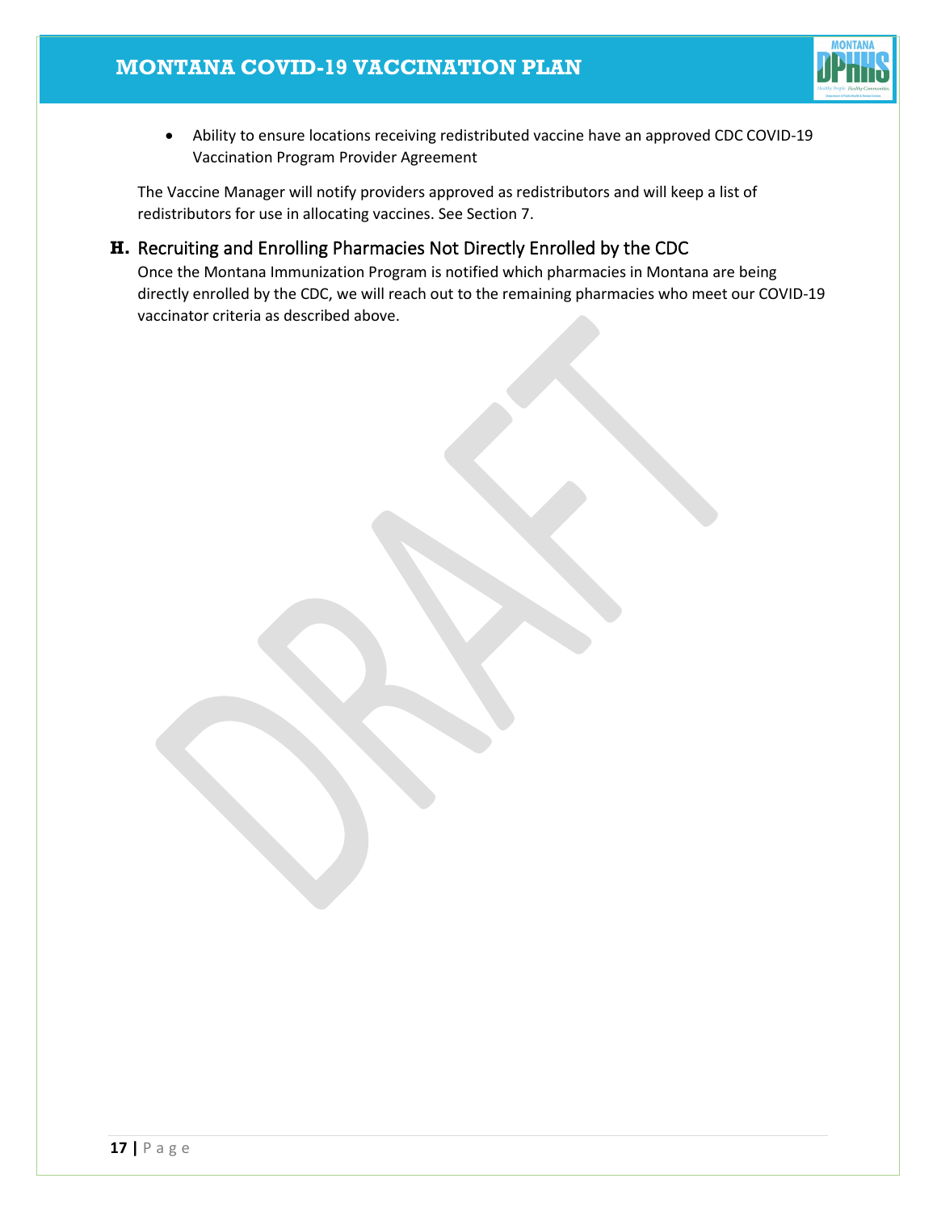- Ability to ensure locations receiving redistributed vaccine have an approved CDC COVID-19 Vaccination Program Provider Agreement

The Vaccine Manager will notify providers approved as redistributors and will keep a list of redistributors for use in allocating vaccines. See Section 7.

## H. Recruiting and Enrolling Pharmacies Not Directly Enrolled by the CDC

Once the Montana Immunization Program is notified which pharmacies in Montana are being directly enrolled by the CDC, we will reach out to the remaining pharmacies who meet our COVID-19 vaccinator criteria as described above.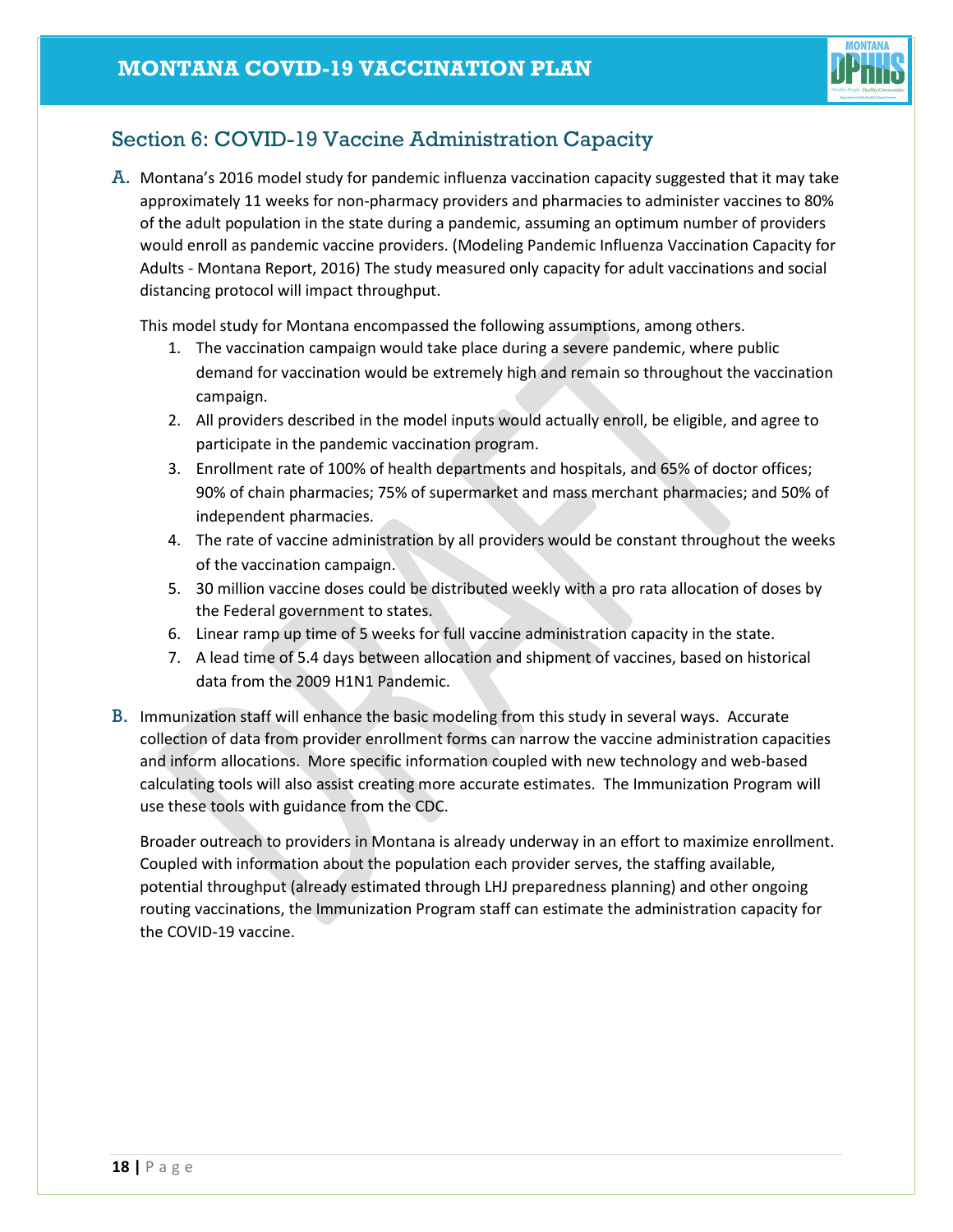## Section 6: COVID-19 Vaccine Administration Capacity

**A.** Montana's 2016 model study for pandemic influenza vaccination capacity suggested that it may take approximately 11 weeks for non-pharmacy providers and pharmacies to administer vaccines to 80% of the adult population in the state during a pandemic, assuming an optimum number of providers would enroll as pandemic vaccine providers. (Modeling Pandemic Influenza Vaccination Capacity for Adults - Montana Report, 2016) The study measured only capacity for adult vaccinations and social distancing protocol will impact throughput.

This model study for Montana encompassed the following assumptions, among others.

1. The vaccination campaign would take place during a severe pandemic, where public demand for vaccination would be extremely high and remain so throughout the vaccination campaign.
2. All providers described in the model inputs would actually enroll, be eligible, and agree to participate in the pandemic vaccination program.
3. Enrollment rate of 100% of health departments and hospitals, and 65% of doctor offices; 90% of chain pharmacies; 75% of supermarket and mass merchant pharmacies; and 50% of independent pharmacies.
4. The rate of vaccine administration by all providers would be constant throughout the weeks of the vaccination campaign.
5. 30 million vaccine doses could be distributed weekly with a pro rata allocation of doses by the Federal government to states.
6. Linear ramp up time of 5 weeks for full vaccine administration capacity in the state.
7. A lead time of 5.4 days between allocation and shipment of vaccines, based on historical data from the 2009 H1N1 Pandemic.

**B.** Immunization staff will enhance the basic modeling from this study in several ways. Accurate collection of data from provider enrollment forms can narrow the vaccine administration capacities and inform allocations. More specific information coupled with new technology and web-based calculating tools will also assist creating more accurate estimates. The Immunization Program will use these tools with guidance from the CDC.

Broader outreach to providers in Montana is already underway in an effort to maximize enrollment. Coupled with information about the population each provider serves, the staffing available, potential throughput (already estimated through LHJ preparedness planning) and other ongoing routing vaccinations, the Immunization Program staff can estimate the administration capacity for the COVID-19 vaccine.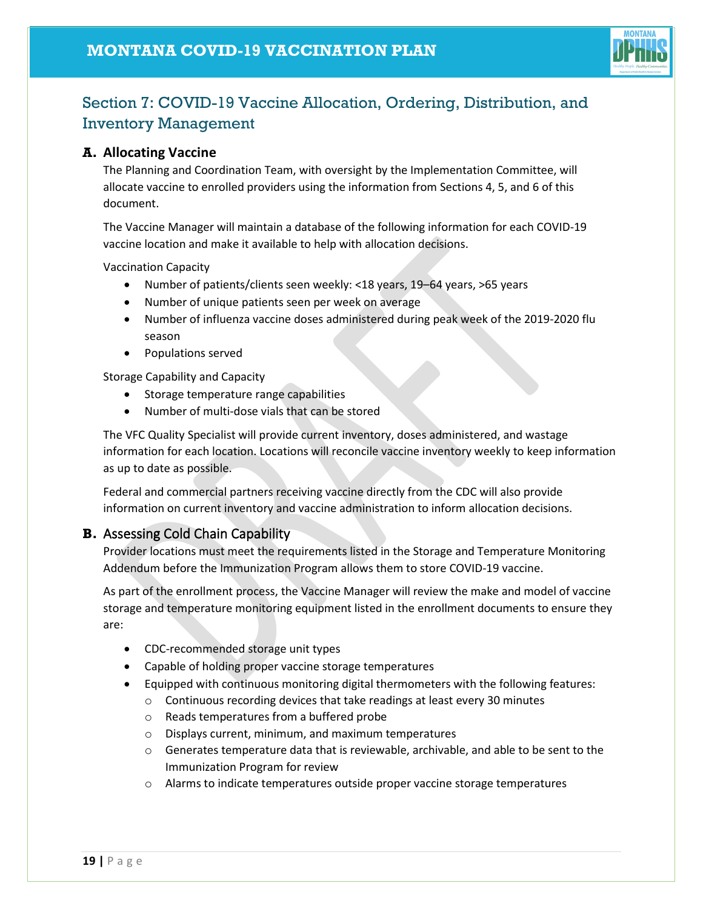## Section 7: COVID-19 Vaccine Allocation, Ordering, Distribution, and Inventory Management

### A. Allocating Vaccine

The Planning and Coordination Team, with oversight by the Implementation Committee, will allocate vaccine to enrolled providers using the information from Sections 4, 5, and 6 of this document.

The Vaccine Manager will maintain a database of the following information for each COVID-19 vaccine location and make it available to help with allocation decisions.

Vaccination Capacity

- Number of patients/clients seen weekly: <18 years, 19–64 years, >65 years
- Number of unique patients seen per week on average
- Number of influenza vaccine doses administered during peak week of the 2019-2020 flu season
- Populations served

Storage Capability and Capacity

- Storage temperature range capabilities
- Number of multi-dose vials that can be stored

The VFC Quality Specialist will provide current inventory, doses administered, and wastage information for each location. Locations will reconcile vaccine inventory weekly to keep information as up to date as possible.

Federal and commercial partners receiving vaccine directly from the CDC will also provide information on current inventory and vaccine administration to inform allocation decisions.

### B. Assessing Cold Chain Capability

Provider locations must meet the requirements listed in the Storage and Temperature Monitoring Addendum before the Immunization Program allows them to store COVID-19 vaccine.

As part of the enrollment process, the Vaccine Manager will review the make and model of vaccine storage and temperature monitoring equipment listed in the enrollment documents to ensure they are:

- CDC-recommended storage unit types
- Capable of holding proper vaccine storage temperatures
- Equipped with continuous monitoring digital thermometers with the following features:
  - Continuous recording devices that take readings at least every 30 minutes
  - Reads temperatures from a buffered probe
  - Displays current, minimum, and maximum temperatures
  - Generates temperature data that is reviewable, archivable, and able to be sent to the Immunization Program for review
  - Alarms to indicate temperatures outside proper vaccine storage temperatures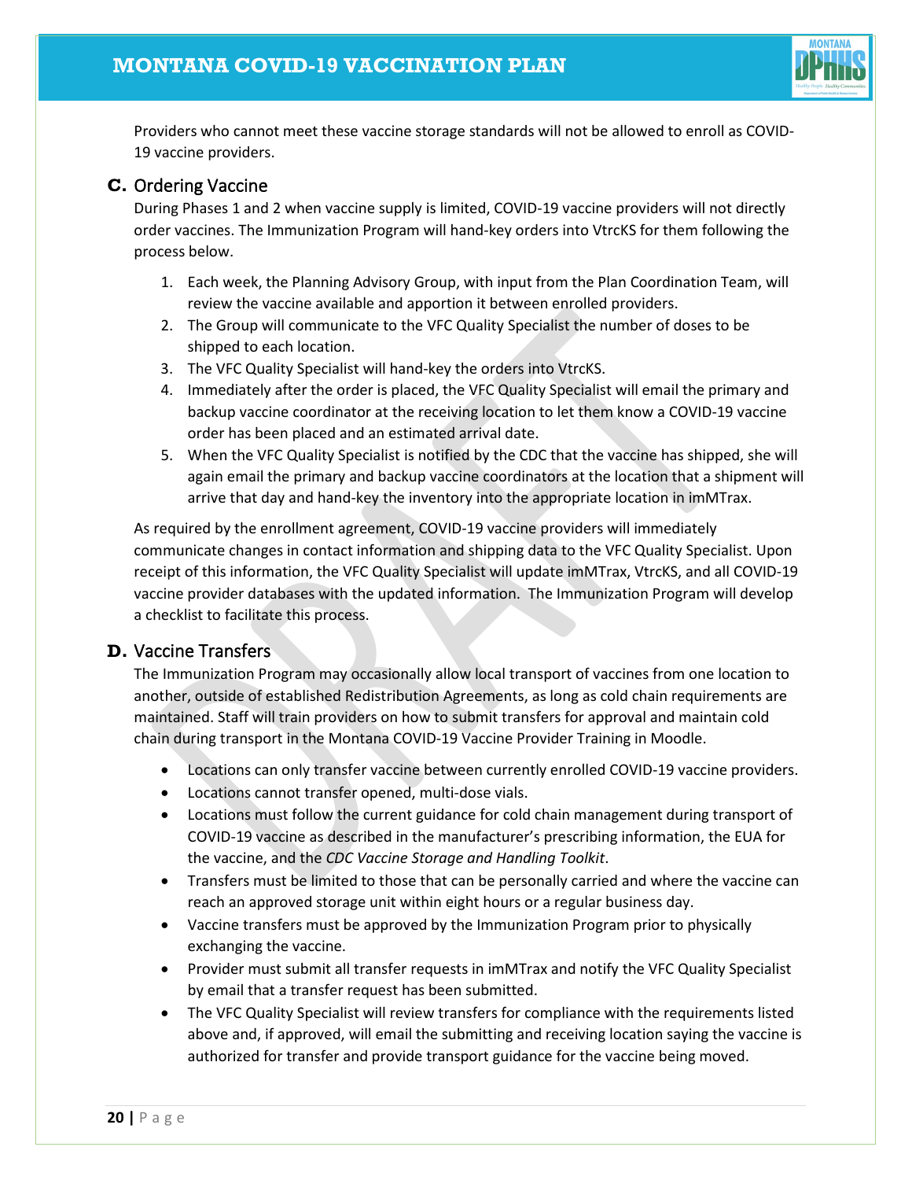Providers who cannot meet these vaccine storage standards will not be allowed to enroll as COVID-19 vaccine providers.

## C. Ordering Vaccine

During Phases 1 and 2 when vaccine supply is limited, COVID-19 vaccine providers will not directly order vaccines. The Immunization Program will hand-key orders into VtrcKS for them following the process below.

1. Each week, the Planning Advisory Group, with input from the Plan Coordination Team, will review the vaccine available and apportion it between enrolled providers.
2. The Group will communicate to the VFC Quality Specialist the number of doses to be shipped to each location.
3. The VFC Quality Specialist will hand-key the orders into VtrcKS.
4. Immediately after the order is placed, the VFC Quality Specialist will email the primary and backup vaccine coordinator at the receiving location to let them know a COVID-19 vaccine order has been placed and an estimated arrival date.
5. When the VFC Quality Specialist is notified by the CDC that the vaccine has shipped, she will again email the primary and backup vaccine coordinators at the location that a shipment will arrive that day and hand-key the inventory into the appropriate location in imMTrax.

As required by the enrollment agreement, COVID-19 vaccine providers will immediately communicate changes in contact information and shipping data to the VFC Quality Specialist. Upon receipt of this information, the VFC Quality Specialist will update imMTrax, VtrcKS, and all COVID-19 vaccine provider databases with the updated information. The Immunization Program will develop a checklist to facilitate this process.

## D. Vaccine Transfers

The Immunization Program may occasionally allow local transport of vaccines from one location to another, outside of established Redistribution Agreements, as long as cold chain requirements are maintained. Staff will train providers on how to submit transfers for approval and maintain cold chain during transport in the Montana COVID-19 Vaccine Provider Training in Moodle.

- Locations can only transfer vaccine between currently enrolled COVID-19 vaccine providers.
- Locations cannot transfer opened, multi-dose vials.
- Locations must follow the current guidance for cold chain management during transport of COVID-19 vaccine as described in the manufacturer's prescribing information, the EUA for the vaccine, and the *CDC Vaccine Storage and Handling Toolkit*.
- Transfers must be limited to those that can be personally carried and where the vaccine can reach an approved storage unit within eight hours or a regular business day.
- Vaccine transfers must be approved by the Immunization Program prior to physically exchanging the vaccine.
- Provider must submit all transfer requests in imMTrax and notify the VFC Quality Specialist by email that a transfer request has been submitted.
- The VFC Quality Specialist will review transfers for compliance with the requirements listed above and, if approved, will email the submitting and receiving location saying the vaccine is authorized for transfer and provide transport guidance for the vaccine being moved.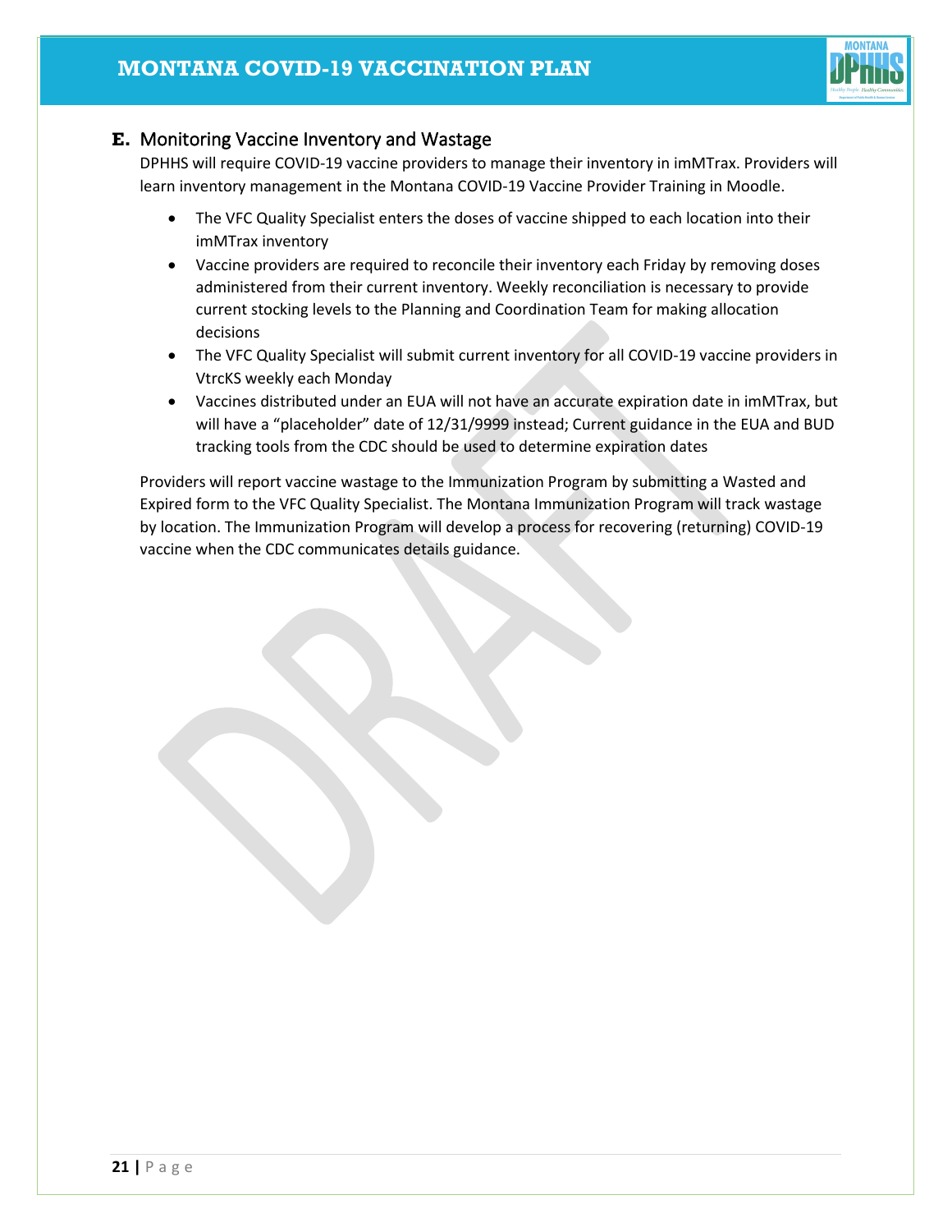## E. Monitoring Vaccine Inventory and Wastage

DPHHS will require COVID-19 vaccine providers to manage their inventory in imMTrax. Providers will learn inventory management in the Montana COVID-19 Vaccine Provider Training in Moodle.

- The VFC Quality Specialist enters the doses of vaccine shipped to each location into their imMTrax inventory
- Vaccine providers are required to reconcile their inventory each Friday by removing doses administered from their current inventory. Weekly reconciliation is necessary to provide current stocking levels to the Planning and Coordination Team for making allocation decisions
- The VFC Quality Specialist will submit current inventory for all COVID-19 vaccine providers in VtrcKS weekly each Monday
- Vaccines distributed under an EUA will not have an accurate expiration date in imMTrax, but will have a "placeholder" date of 12/31/9999 instead; Current guidance in the EUA and BUD tracking tools from the CDC should be used to determine expiration dates

Providers will report vaccine wastage to the Immunization Program by submitting a Wasted and Expired form to the VFC Quality Specialist. The Montana Immunization Program will track wastage by location. The Immunization Program will develop a process for recovering (returning) COVID-19 vaccine when the CDC communicates details guidance.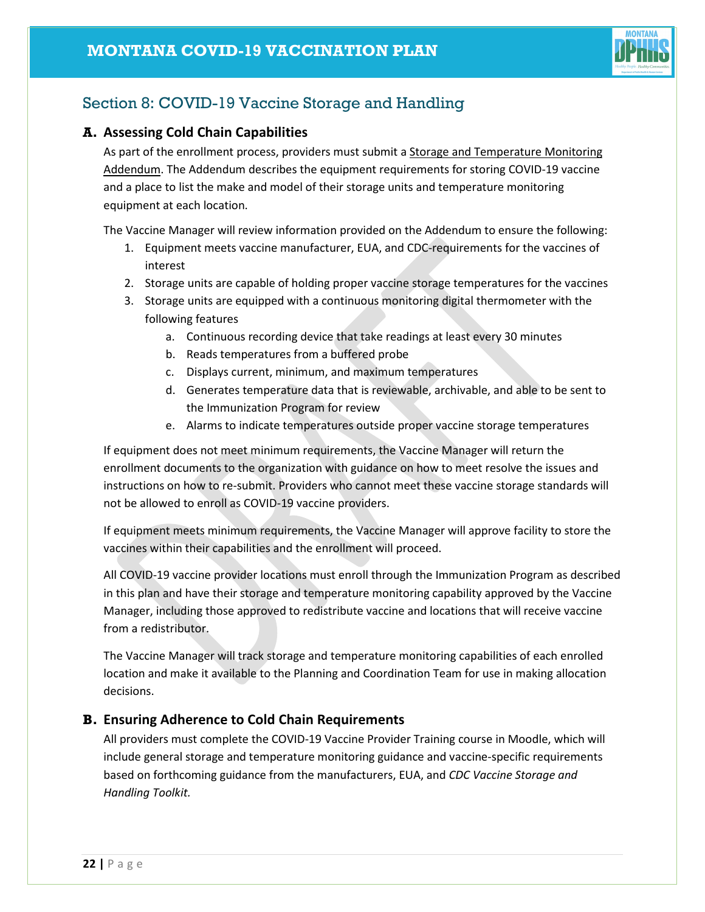## Section 8: COVID-19 Vaccine Storage and Handling

### A. Assessing Cold Chain Capabilities

As part of the enrollment process, providers must submit a Storage and Temperature Monitoring Addendum. The Addendum describes the equipment requirements for storing COVID-19 vaccine and a place to list the make and model of their storage units and temperature monitoring equipment at each location.

The Vaccine Manager will review information provided on the Addendum to ensure the following:

1. Equipment meets vaccine manufacturer, EUA, and CDC-requirements for the vaccines of interest
2. Storage units are capable of holding proper vaccine storage temperatures for the vaccines
3. Storage units are equipped with a continuous monitoring digital thermometer with the following features
    a. Continuous recording device that take readings at least every 30 minutes
    b. Reads temperatures from a buffered probe
    c. Displays current, minimum, and maximum temperatures
    d. Generates temperature data that is reviewable, archivable, and able to be sent to the Immunization Program for review
    e. Alarms to indicate temperatures outside proper vaccine storage temperatures

If equipment does not meet minimum requirements, the Vaccine Manager will return the enrollment documents to the organization with guidance on how to meet resolve the issues and instructions on how to re-submit. Providers who cannot meet these vaccine storage standards will not be allowed to enroll as COVID-19 vaccine providers.

If equipment meets minimum requirements, the Vaccine Manager will approve facility to store the vaccines within their capabilities and the enrollment will proceed.

All COVID-19 vaccine provider locations must enroll through the Immunization Program as described in this plan and have their storage and temperature monitoring capability approved by the Vaccine Manager, including those approved to redistribute vaccine and locations that will receive vaccine from a redistributor.

The Vaccine Manager will track storage and temperature monitoring capabilities of each enrolled location and make it available to the Planning and Coordination Team for use in making allocation decisions.

### B. Ensuring Adherence to Cold Chain Requirements

All providers must complete the COVID-19 Vaccine Provider Training course in Moodle, which will include general storage and temperature monitoring guidance and vaccine-specific requirements based on forthcoming guidance from the manufacturers, EUA, and *CDC Vaccine Storage and Handling Toolkit.*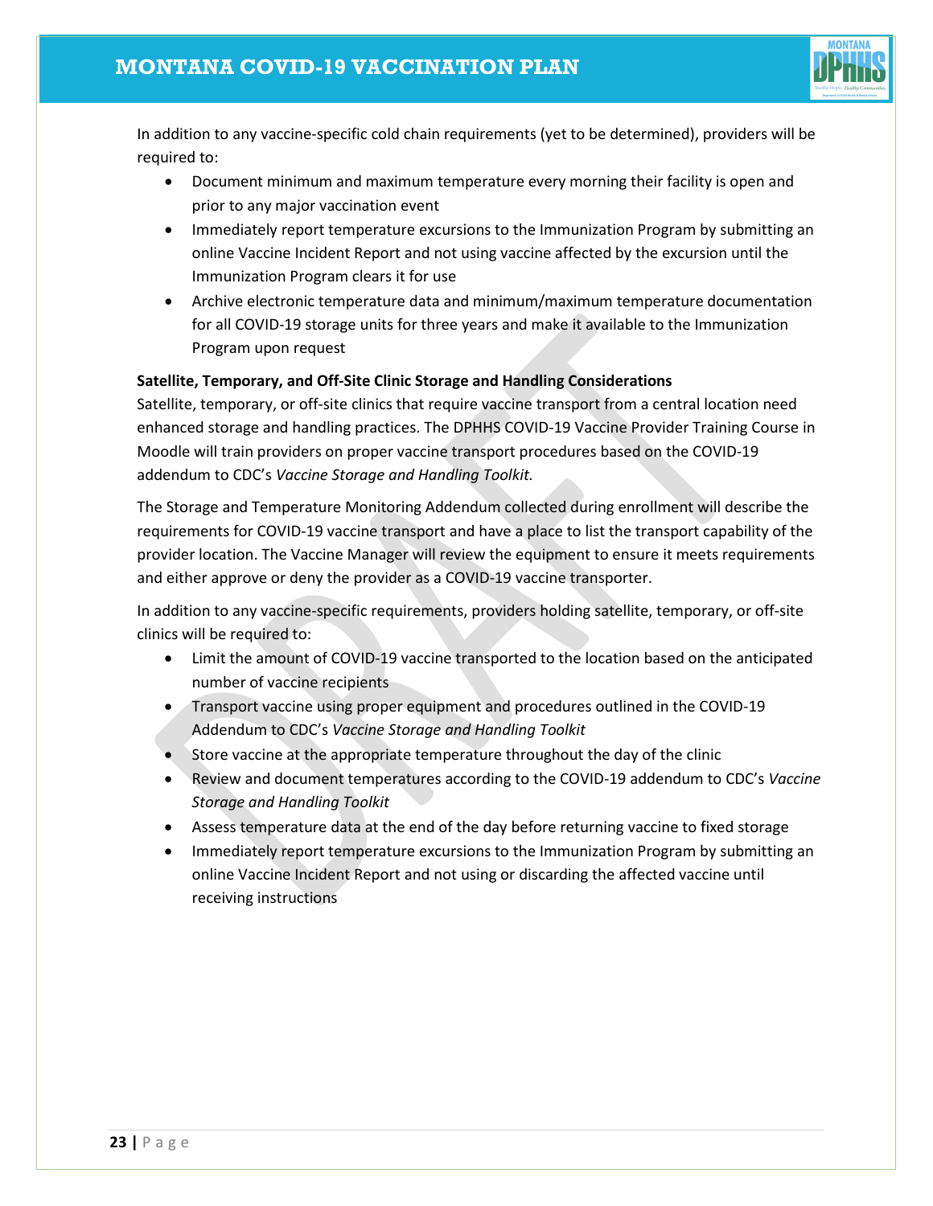In addition to any vaccine-specific cold chain requirements (yet to be determined), providers will be required to:

- Document minimum and maximum temperature every morning their facility is open and prior to any major vaccination event
- Immediately report temperature excursions to the Immunization Program by submitting an online Vaccine Incident Report and not using vaccine affected by the excursion until the Immunization Program clears it for use
- Archive electronic temperature data and minimum/maximum temperature documentation for all COVID-19 storage units for three years and make it available to the Immunization Program upon request

**Satellite, Temporary, and Off-Site Clinic Storage and Handling Considerations**

Satellite, temporary, or off-site clinics that require vaccine transport from a central location need enhanced storage and handling practices. The DPHHS COVID-19 Vaccine Provider Training Course in Moodle will train providers on proper vaccine transport procedures based on the COVID-19 addendum to CDC's *Vaccine Storage and Handling Toolkit.*

The Storage and Temperature Monitoring Addendum collected during enrollment will describe the requirements for COVID-19 vaccine transport and have a place to list the transport capability of the provider location. The Vaccine Manager will review the equipment to ensure it meets requirements and either approve or deny the provider as a COVID-19 vaccine transporter.

In addition to any vaccine-specific requirements, providers holding satellite, temporary, or off-site clinics will be required to:

- Limit the amount of COVID-19 vaccine transported to the location based on the anticipated number of vaccine recipients
- Transport vaccine using proper equipment and procedures outlined in the COVID-19 Addendum to CDC's *Vaccine Storage and Handling Toolkit*
- Store vaccine at the appropriate temperature throughout the day of the clinic
- Review and document temperatures according to the COVID-19 addendum to CDC's *Vaccine Storage and Handling Toolkit*
- Assess temperature data at the end of the day before returning vaccine to fixed storage
- Immediately report temperature excursions to the Immunization Program by submitting an online Vaccine Incident Report and not using or discarding the affected vaccine until receiving instructions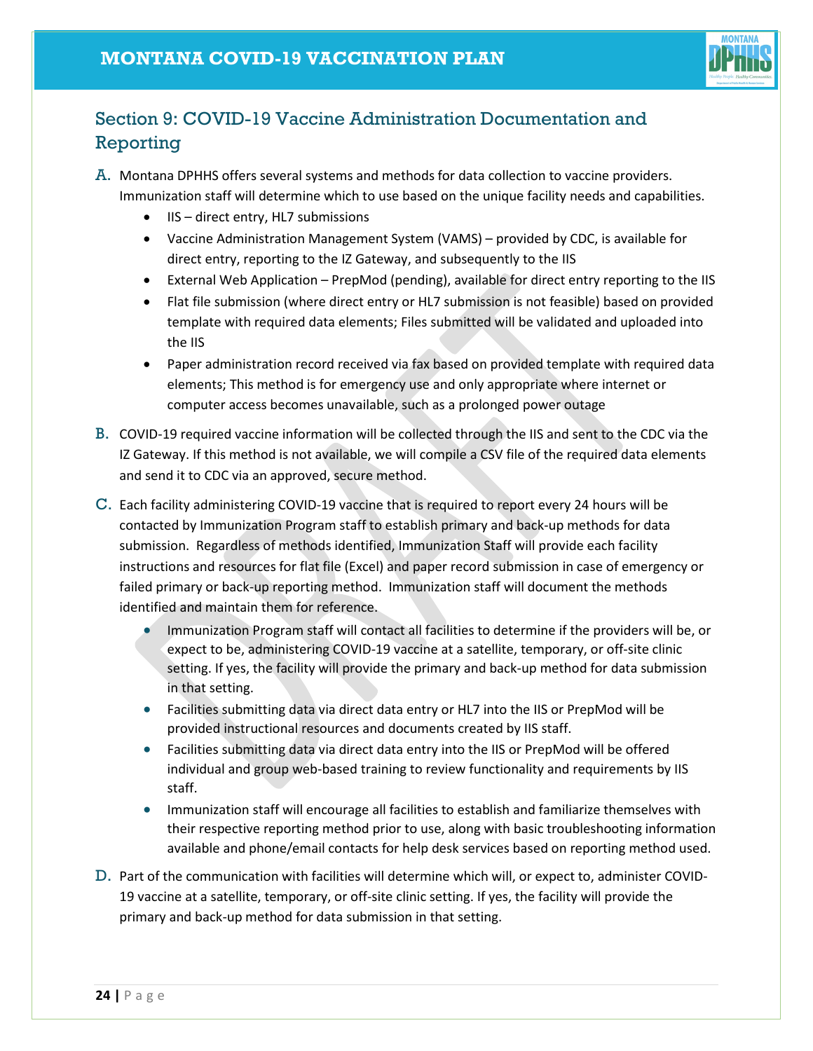## Section 9: COVID-19 Vaccine Administration Documentation and Reporting

A. Montana DPHHS offers several systems and methods for data collection to vaccine providers. Immunization staff will determine which to use based on the unique facility needs and capabilities.
   - IIS – direct entry, HL7 submissions
   - Vaccine Administration Management System (VAMS) – provided by CDC, is available for direct entry, reporting to the IZ Gateway, and subsequently to the IIS
   - External Web Application – PrepMod (pending), available for direct entry reporting to the IIS
   - Flat file submission (where direct entry or HL7 submission is not feasible) based on provided template with required data elements; Files submitted will be validated and uploaded into the IIS
   - Paper administration record received via fax based on provided template with required data elements; This method is for emergency use and only appropriate where internet or computer access becomes unavailable, such as a prolonged power outage

B. COVID-19 required vaccine information will be collected through the IIS and sent to the CDC via the IZ Gateway. If this method is not available, we will compile a CSV file of the required data elements and send it to CDC via an approved, secure method.

C. Each facility administering COVID-19 vaccine that is required to report every 24 hours will be contacted by Immunization Program staff to establish primary and back-up methods for data submission. Regardless of methods identified, Immunization Staff will provide each facility instructions and resources for flat file (Excel) and paper record submission in case of emergency or failed primary or back-up reporting method. Immunization staff will document the methods identified and maintain them for reference.
   - Immunization Program staff will contact all facilities to determine if the providers will be, or expect to be, administering COVID-19 vaccine at a satellite, temporary, or off-site clinic setting. If yes, the facility will provide the primary and back-up method for data submission in that setting.
   - Facilities submitting data via direct data entry or HL7 into the IIS or PrepMod will be provided instructional resources and documents created by IIS staff.
   - Facilities submitting data via direct data entry into the IIS or PrepMod will be offered individual and group web-based training to review functionality and requirements by IIS staff.
   - Immunization staff will encourage all facilities to establish and familiarize themselves with their respective reporting method prior to use, along with basic troubleshooting information available and phone/email contacts for help desk services based on reporting method used.

D. Part of the communication with facilities will determine which will, or expect to, administer COVID-19 vaccine at a satellite, temporary, or off-site clinic setting. If yes, the facility will provide the primary and back-up method for data submission in that setting.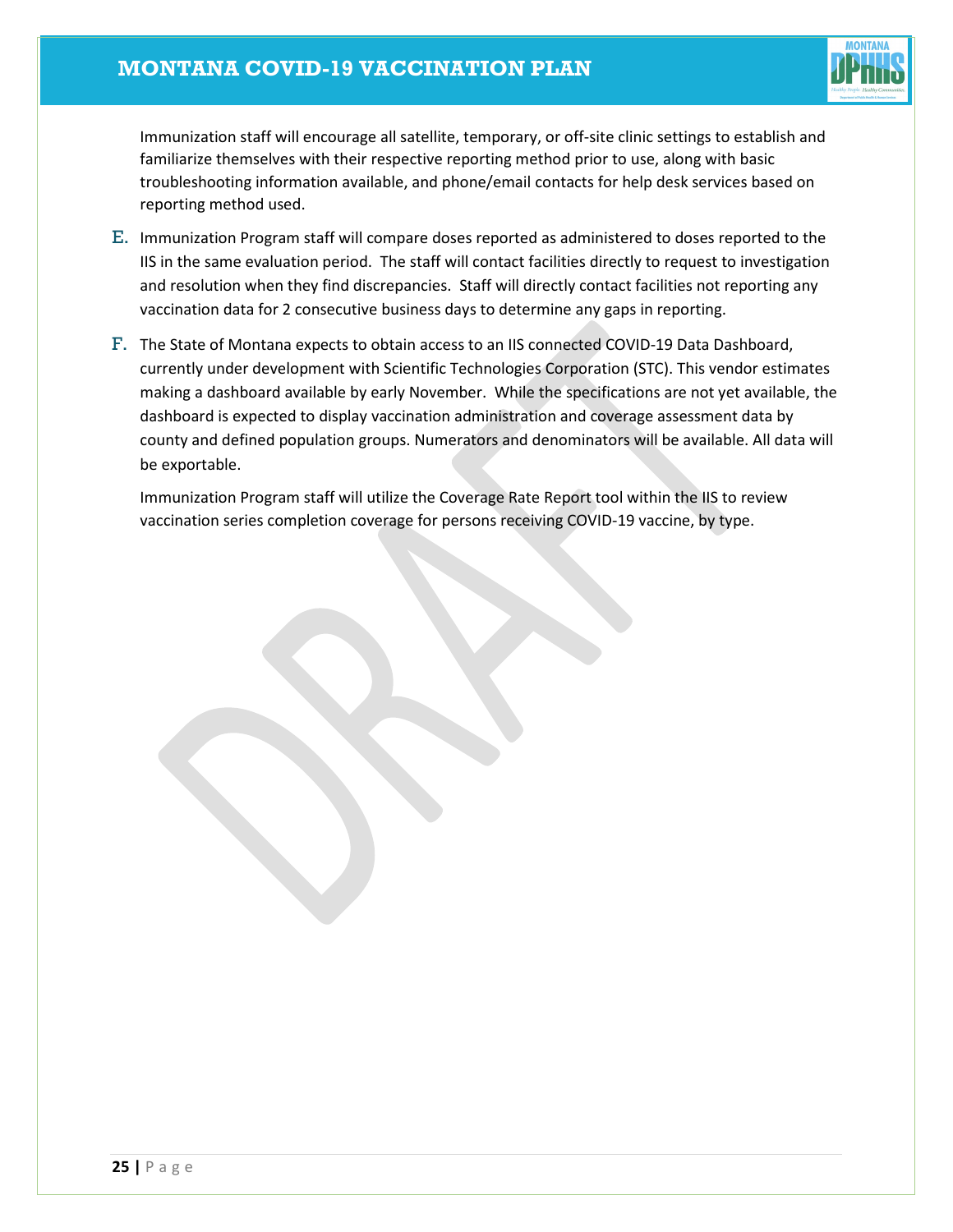Immunization staff will encourage all satellite, temporary, or off-site clinic settings to establish and familiarize themselves with their respective reporting method prior to use, along with basic troubleshooting information available, and phone/email contacts for help desk services based on reporting method used.

E. Immunization Program staff will compare doses reported as administered to doses reported to the IIS in the same evaluation period. The staff will contact facilities directly to request to investigation and resolution when they find discrepancies. Staff will directly contact facilities not reporting any vaccination data for 2 consecutive business days to determine any gaps in reporting.

F. The State of Montana expects to obtain access to an IIS connected COVID-19 Data Dashboard, currently under development with Scientific Technologies Corporation (STC). This vendor estimates making a dashboard available by early November. While the specifications are not yet available, the dashboard is expected to display vaccination administration and coverage assessment data by county and defined population groups. Numerators and denominators will be available. All data will be exportable.

Immunization Program staff will utilize the Coverage Rate Report tool within the IIS to review vaccination series completion coverage for persons receiving COVID-19 vaccine, by type.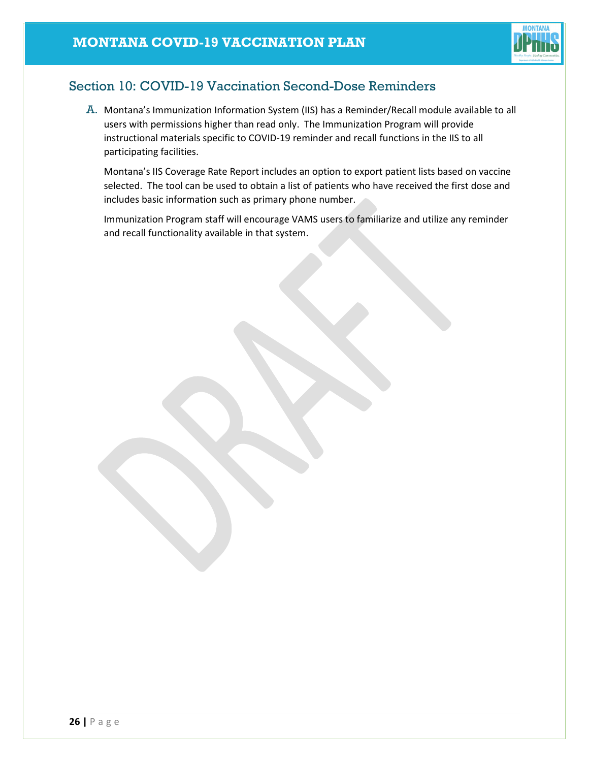## Section 10: COVID-19 Vaccination Second-Dose Reminders

A. Montana's Immunization Information System (IIS) has a Reminder/Recall module available to all users with permissions higher than read only. The Immunization Program will provide instructional materials specific to COVID-19 reminder and recall functions in the IIS to all participating facilities.

Montana's IIS Coverage Rate Report includes an option to export patient lists based on vaccine selected. The tool can be used to obtain a list of patients who have received the first dose and includes basic information such as primary phone number.

Immunization Program staff will encourage VAMS users to familiarize and utilize any reminder and recall functionality available in that system.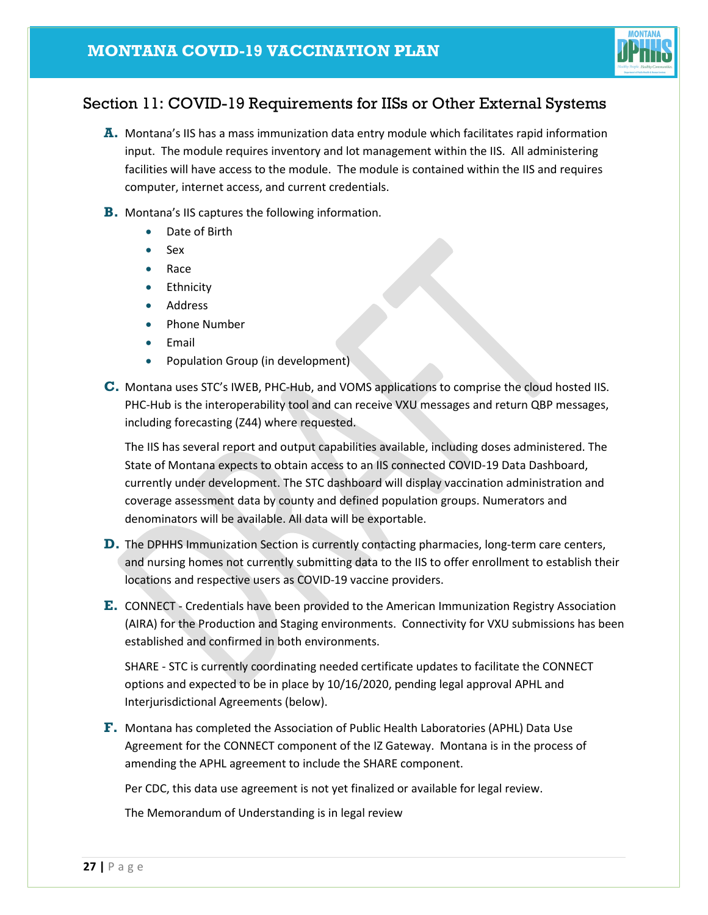## Section 11: COVID-19 Requirements for IISs or Other External Systems

**A.** Montana's IIS has a mass immunization data entry module which facilitates rapid information input. The module requires inventory and lot management within the IIS. All administering facilities will have access to the module. The module is contained within the IIS and requires computer, internet access, and current credentials.

**B.** Montana's IIS captures the following information.

- Date of Birth
- Sex
- Race
- Ethnicity
- Address
- Phone Number
- Email
- Population Group (in development)

**C.** Montana uses STC's IWEB, PHC-Hub, and VOMS applications to comprise the cloud hosted IIS. PHC-Hub is the interoperability tool and can receive VXU messages and return QBP messages, including forecasting (Z44) where requested.

The IIS has several report and output capabilities available, including doses administered. The State of Montana expects to obtain access to an IIS connected COVID-19 Data Dashboard, currently under development. The STC dashboard will display vaccination administration and coverage assessment data by county and defined population groups. Numerators and denominators will be available. All data will be exportable.

**D.** The DPHHS Immunization Section is currently contacting pharmacies, long-term care centers, and nursing homes not currently submitting data to the IIS to offer enrollment to establish their locations and respective users as COVID-19 vaccine providers.

**E.** CONNECT - Credentials have been provided to the American Immunization Registry Association (AIRA) for the Production and Staging environments. Connectivity for VXU submissions has been established and confirmed in both environments.

SHARE - STC is currently coordinating needed certificate updates to facilitate the CONNECT options and expected to be in place by 10/16/2020, pending legal approval APHL and Interjurisdictional Agreements (below).

**F.** Montana has completed the Association of Public Health Laboratories (APHL) Data Use Agreement for the CONNECT component of the IZ Gateway. Montana is in the process of amending the APHL agreement to include the SHARE component.

Per CDC, this data use agreement is not yet finalized or available for legal review.

The Memorandum of Understanding is in legal review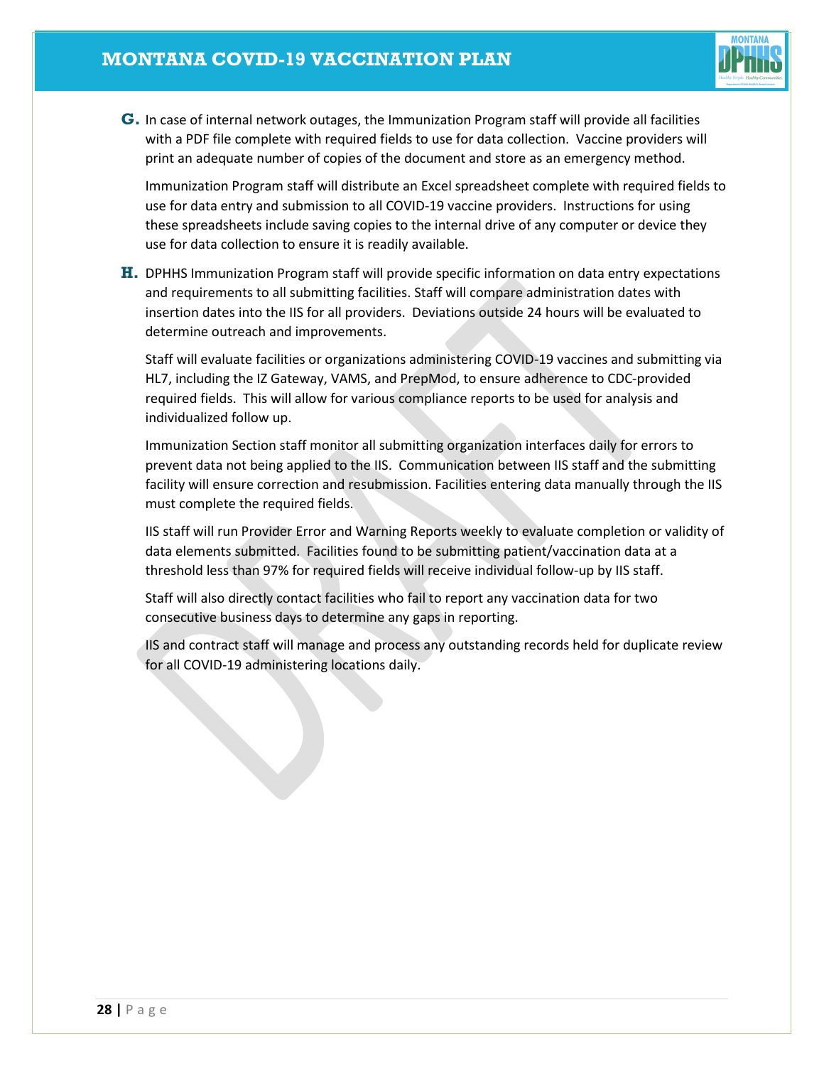**G.** In case of internal network outages, the Immunization Program staff will provide all facilities with a PDF file complete with required fields to use for data collection. Vaccine providers will print an adequate number of copies of the document and store as an emergency method.

Immunization Program staff will distribute an Excel spreadsheet complete with required fields to use for data entry and submission to all COVID-19 vaccine providers. Instructions for using these spreadsheets include saving copies to the internal drive of any computer or device they use for data collection to ensure it is readily available.

**H.** DPHHS Immunization Program staff will provide specific information on data entry expectations and requirements to all submitting facilities. Staff will compare administration dates with insertion dates into the IIS for all providers. Deviations outside 24 hours will be evaluated to determine outreach and improvements.

Staff will evaluate facilities or organizations administering COVID-19 vaccines and submitting via HL7, including the IZ Gateway, VAMS, and PrepMod, to ensure adherence to CDC-provided required fields. This will allow for various compliance reports to be used for analysis and individualized follow up.

Immunization Section staff monitor all submitting organization interfaces daily for errors to prevent data not being applied to the IIS. Communication between IIS staff and the submitting facility will ensure correction and resubmission. Facilities entering data manually through the IIS must complete the required fields.

IIS staff will run Provider Error and Warning Reports weekly to evaluate completion or validity of data elements submitted. Facilities found to be submitting patient/vaccination data at a threshold less than 97% for required fields will receive individual follow-up by IIS staff.

Staff will also directly contact facilities who fail to report any vaccination data for two consecutive business days to determine any gaps in reporting.

IIS and contract staff will manage and process any outstanding records held for duplicate review for all COVID-19 administering locations daily.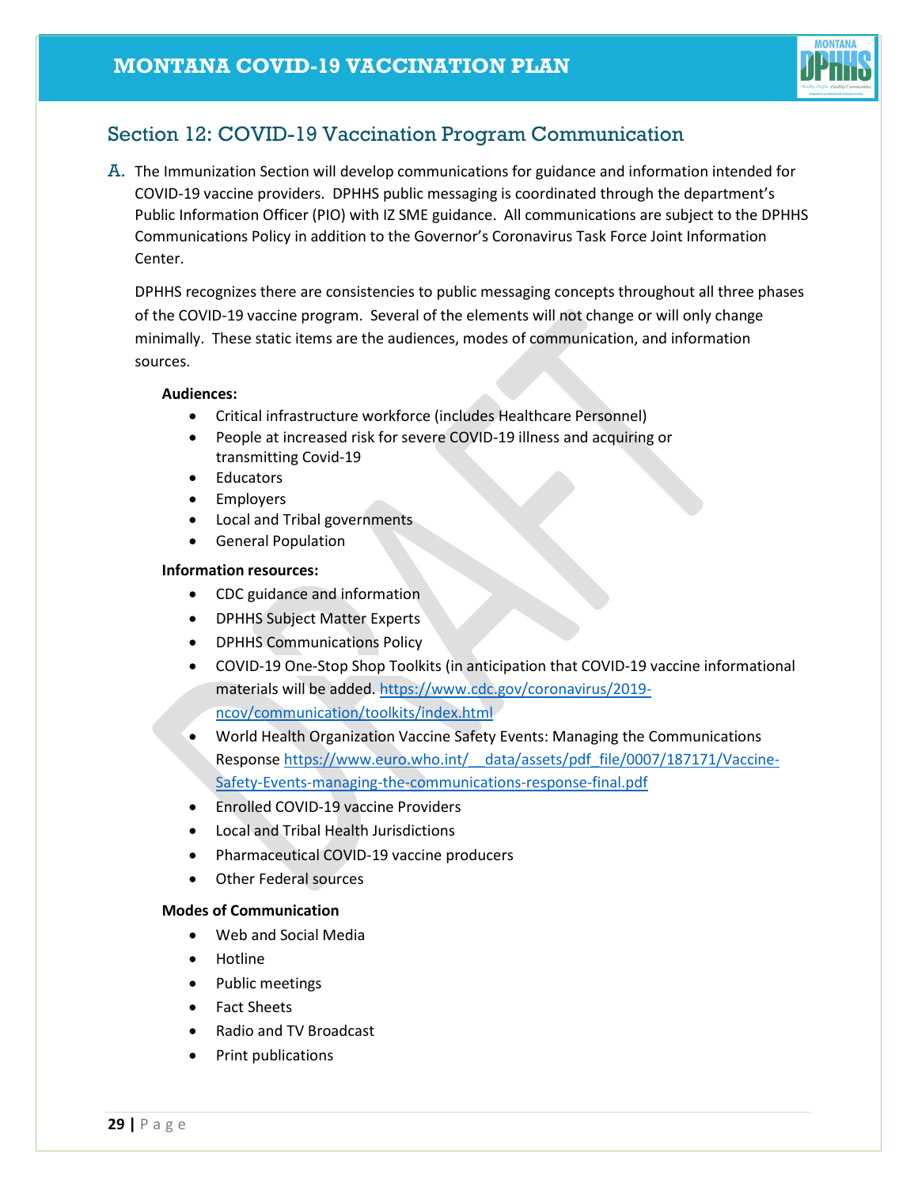## Section 12: COVID-19 Vaccination Program Communication

A. The Immunization Section will develop communications for guidance and information intended for COVID-19 vaccine providers. DPHHS public messaging is coordinated through the department's Public Information Officer (PIO) with IZ SME guidance. All communications are subject to the DPHHS Communications Policy in addition to the Governor's Coronavirus Task Force Joint Information Center.

DPHHS recognizes there are consistencies to public messaging concepts throughout all three phases of the COVID-19 vaccine program. Several of the elements will not change or will only change minimally. These static items are the audiences, modes of communication, and information sources.

**Audiences:**

- Critical infrastructure workforce (includes Healthcare Personnel)
- People at increased risk for severe COVID-19 illness and acquiring or transmitting Covid-19
- Educators
- Employers
- Local and Tribal governments
- General Population

**Information resources:**

- CDC guidance and information
- DPHHS Subject Matter Experts
- DPHHS Communications Policy
- COVID-19 One-Stop Shop Toolkits (in anticipation that COVID-19 vaccine informational materials will be added. https://www.cdc.gov/coronavirus/2019-ncov/communication/toolkits/index.html
- World Health Organization Vaccine Safety Events: Managing the Communications Response https://www.euro.who.int/__data/assets/pdf_file/0007/187171/Vaccine-Safety-Events-managing-the-communications-response-final.pdf
- Enrolled COVID-19 vaccine Providers
- Local and Tribal Health Jurisdictions
- Pharmaceutical COVID-19 vaccine producers
- Other Federal sources

**Modes of Communication**

- Web and Social Media
- Hotline
- Public meetings
- Fact Sheets
- Radio and TV Broadcast
- Print publications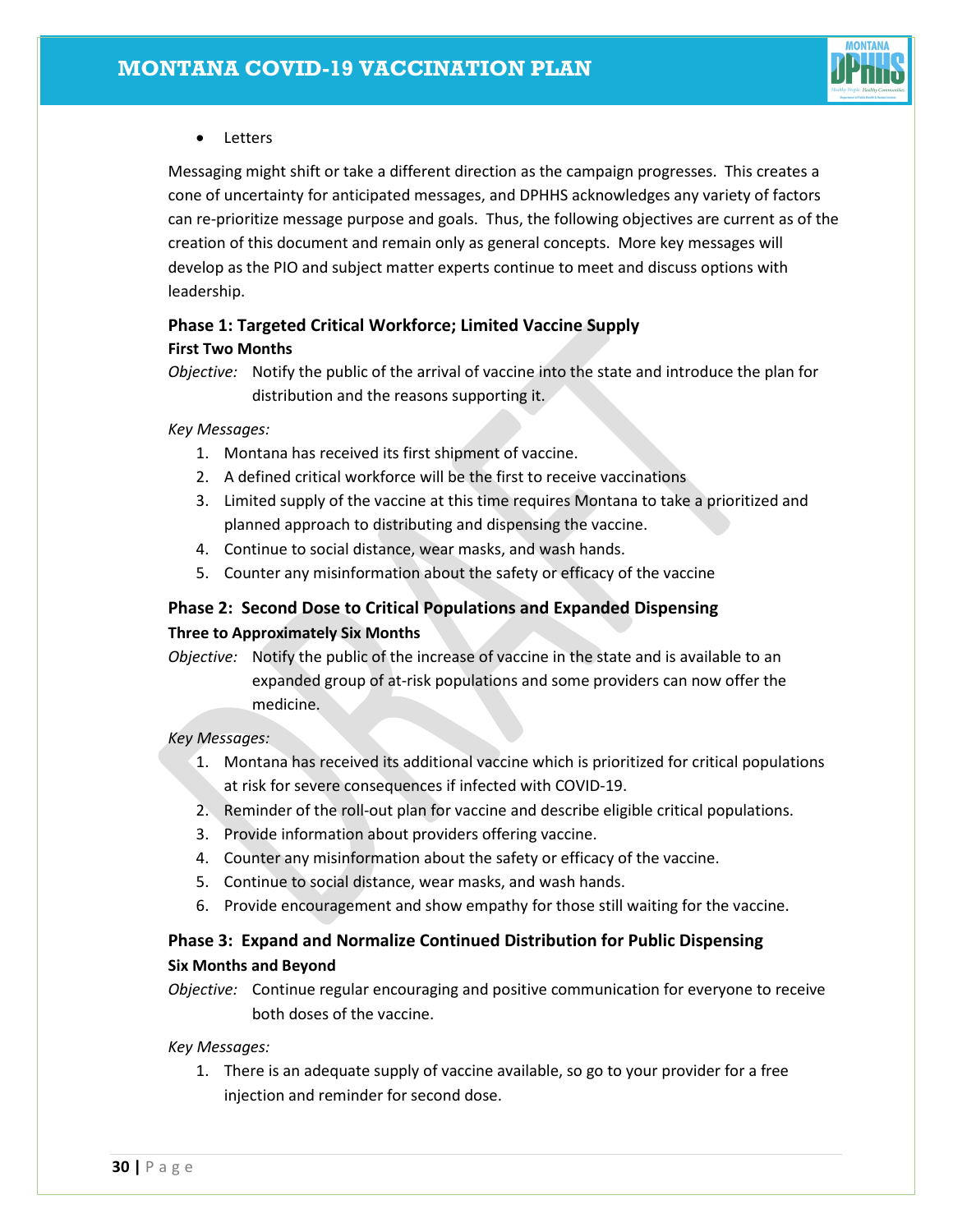- Letters

Messaging might shift or take a different direction as the campaign progresses. This creates a cone of uncertainty for anticipated messages, and DPHHS acknowledges any variety of factors can re-prioritize message purpose and goals. Thus, the following objectives are current as of the creation of this document and remain only as general concepts. More key messages will develop as the PIO and subject matter experts continue to meet and discuss options with leadership.

### Phase 1: Targeted Critical Workforce; Limited Vaccine Supply

**First Two Months**

*Objective:* Notify the public of the arrival of vaccine into the state and introduce the plan for distribution and the reasons supporting it.

*Key Messages:*

1. Montana has received its first shipment of vaccine.
2. A defined critical workforce will be the first to receive vaccinations
3. Limited supply of the vaccine at this time requires Montana to take a prioritized and planned approach to distributing and dispensing the vaccine.
4. Continue to social distance, wear masks, and wash hands.
5. Counter any misinformation about the safety or efficacy of the vaccine

### Phase 2: Second Dose to Critical Populations and Expanded Dispensing

**Three to Approximately Six Months**

*Objective:* Notify the public of the increase of vaccine in the state and is available to an expanded group of at-risk populations and some providers can now offer the medicine.

*Key Messages:*

1. Montana has received its additional vaccine which is prioritized for critical populations at risk for severe consequences if infected with COVID-19.
2. Reminder of the roll-out plan for vaccine and describe eligible critical populations.
3. Provide information about providers offering vaccine.
4. Counter any misinformation about the safety or efficacy of the vaccine.
5. Continue to social distance, wear masks, and wash hands.
6. Provide encouragement and show empathy for those still waiting for the vaccine.

### Phase 3: Expand and Normalize Continued Distribution for Public Dispensing

**Six Months and Beyond**

*Objective:* Continue regular encouraging and positive communication for everyone to receive both doses of the vaccine.

*Key Messages:*

1. There is an adequate supply of vaccine available, so go to your provider for a free injection and reminder for second dose.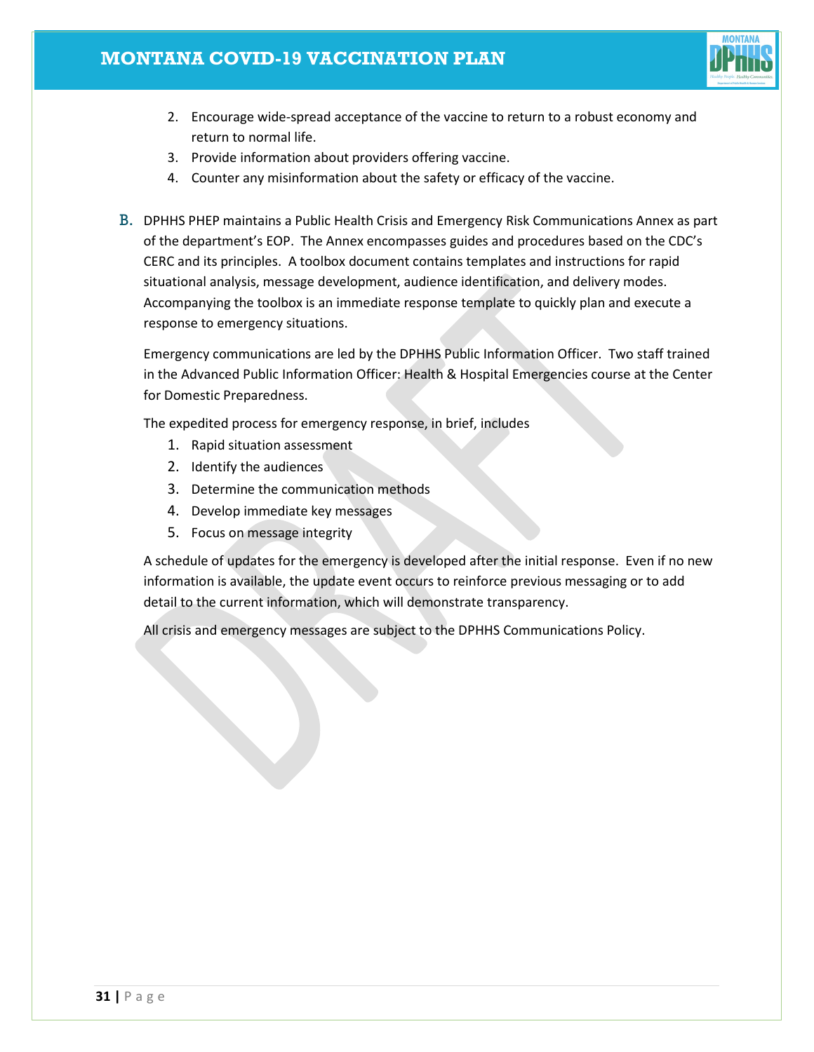2. Encourage wide-spread acceptance of the vaccine to return to a robust economy and return to normal life.
3. Provide information about providers offering vaccine.
4. Counter any misinformation about the safety or efficacy of the vaccine.

B. DPHHS PHEP maintains a Public Health Crisis and Emergency Risk Communications Annex as part of the department's EOP. The Annex encompasses guides and procedures based on the CDC's CERC and its principles. A toolbox document contains templates and instructions for rapid situational analysis, message development, audience identification, and delivery modes. Accompanying the toolbox is an immediate response template to quickly plan and execute a response to emergency situations.

Emergency communications are led by the DPHHS Public Information Officer. Two staff trained in the Advanced Public Information Officer: Health & Hospital Emergencies course at the Center for Domestic Preparedness.

The expedited process for emergency response, in brief, includes

1. Rapid situation assessment
2. Identify the audiences
3. Determine the communication methods
4. Develop immediate key messages
5. Focus on message integrity

A schedule of updates for the emergency is developed after the initial response. Even if no new information is available, the update event occurs to reinforce previous messaging or to add detail to the current information, which will demonstrate transparency.

All crisis and emergency messages are subject to the DPHHS Communications Policy.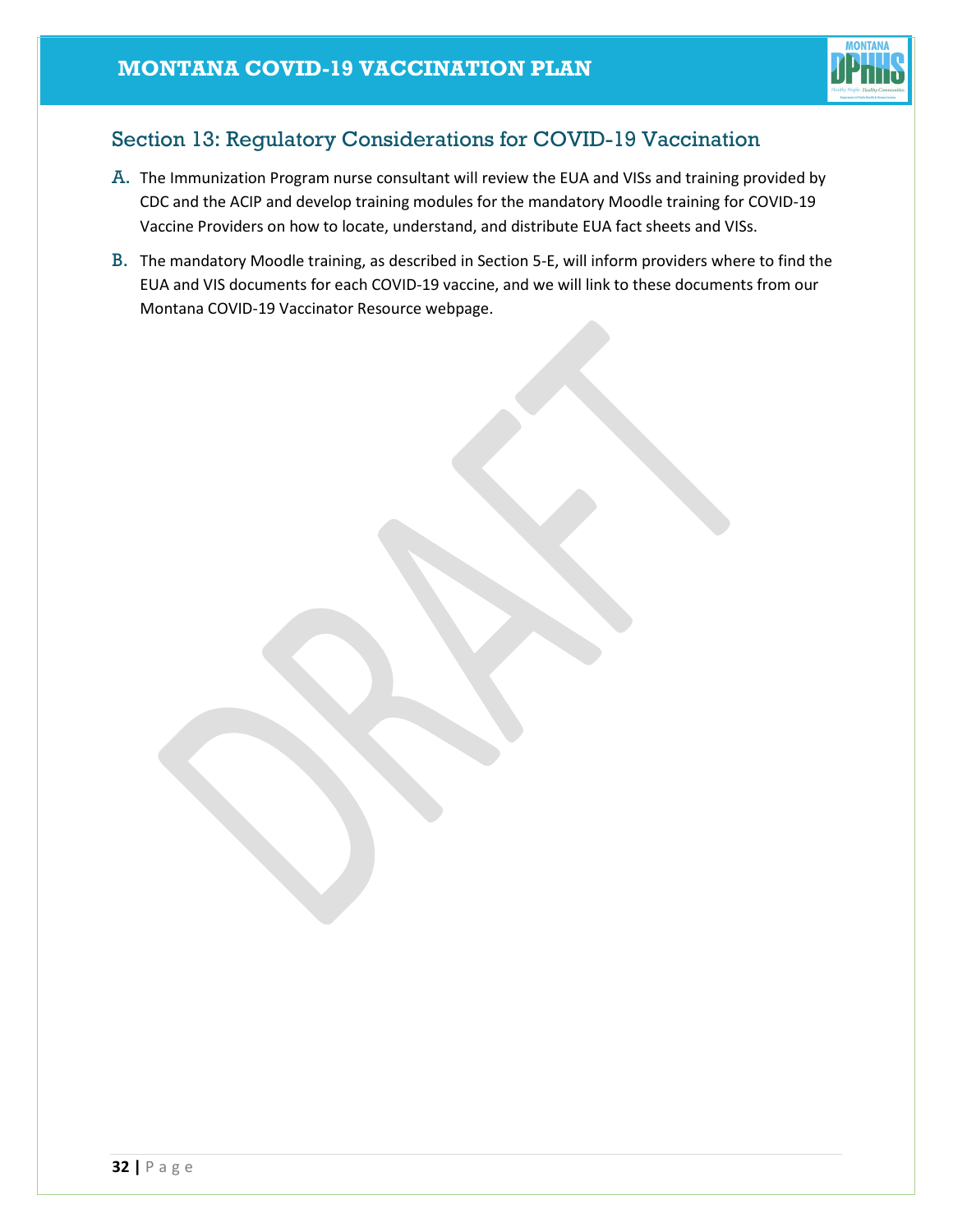## Section 13: Regulatory Considerations for COVID-19 Vaccination

A. The Immunization Program nurse consultant will review the EUA and VISs and training provided by CDC and the ACIP and develop training modules for the mandatory Moodle training for COVID-19 Vaccine Providers on how to locate, understand, and distribute EUA fact sheets and VISs.

B. The mandatory Moodle training, as described in Section 5-E, will inform providers where to find the EUA and VIS documents for each COVID-19 vaccine, and we will link to these documents from our Montana COVID-19 Vaccinator Resource webpage.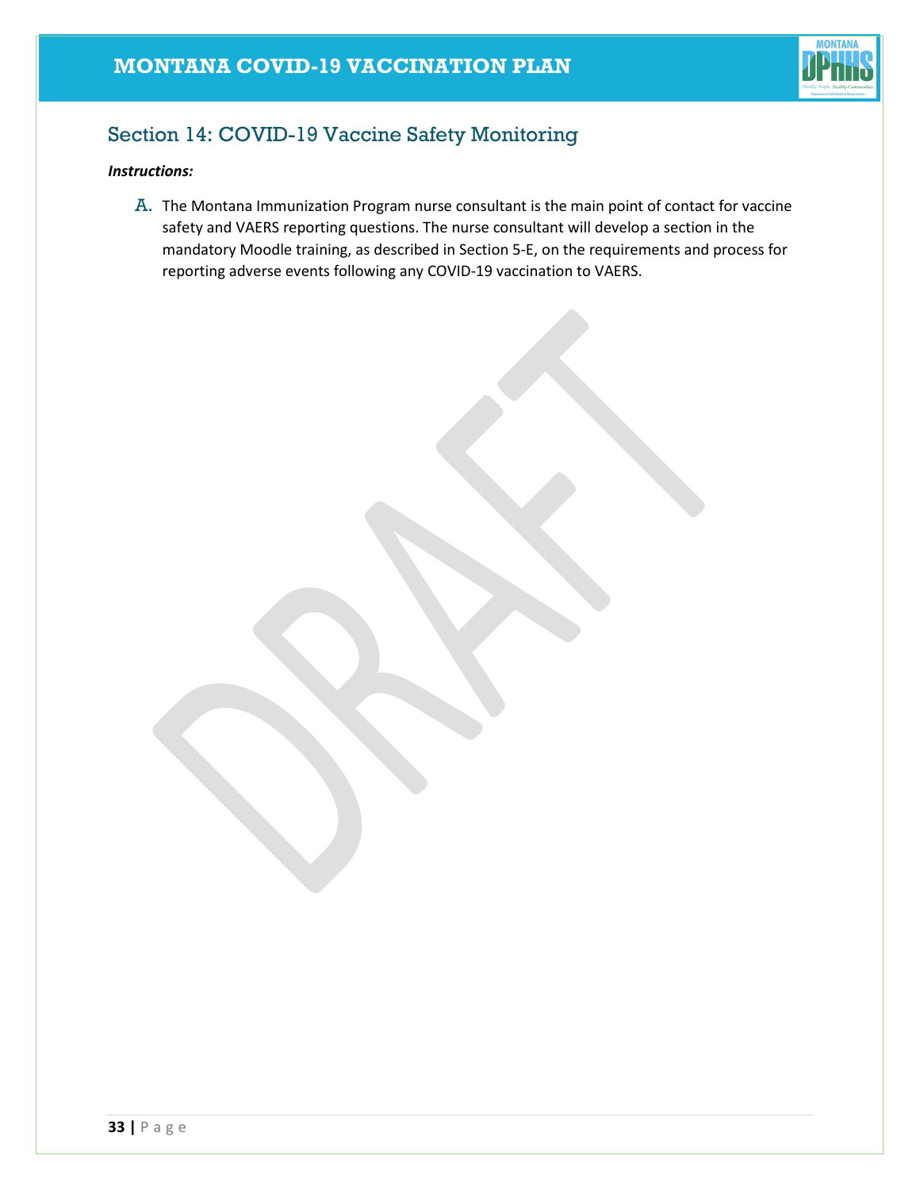## Section 14: COVID-19 Vaccine Safety Monitoring

***Instructions:***

A. The Montana Immunization Program nurse consultant is the main point of contact for vaccine safety and VAERS reporting questions. The nurse consultant will develop a section in the mandatory Moodle training, as described in Section 5-E, on the requirements and process for reporting adverse events following any COVID-19 vaccination to VAERS.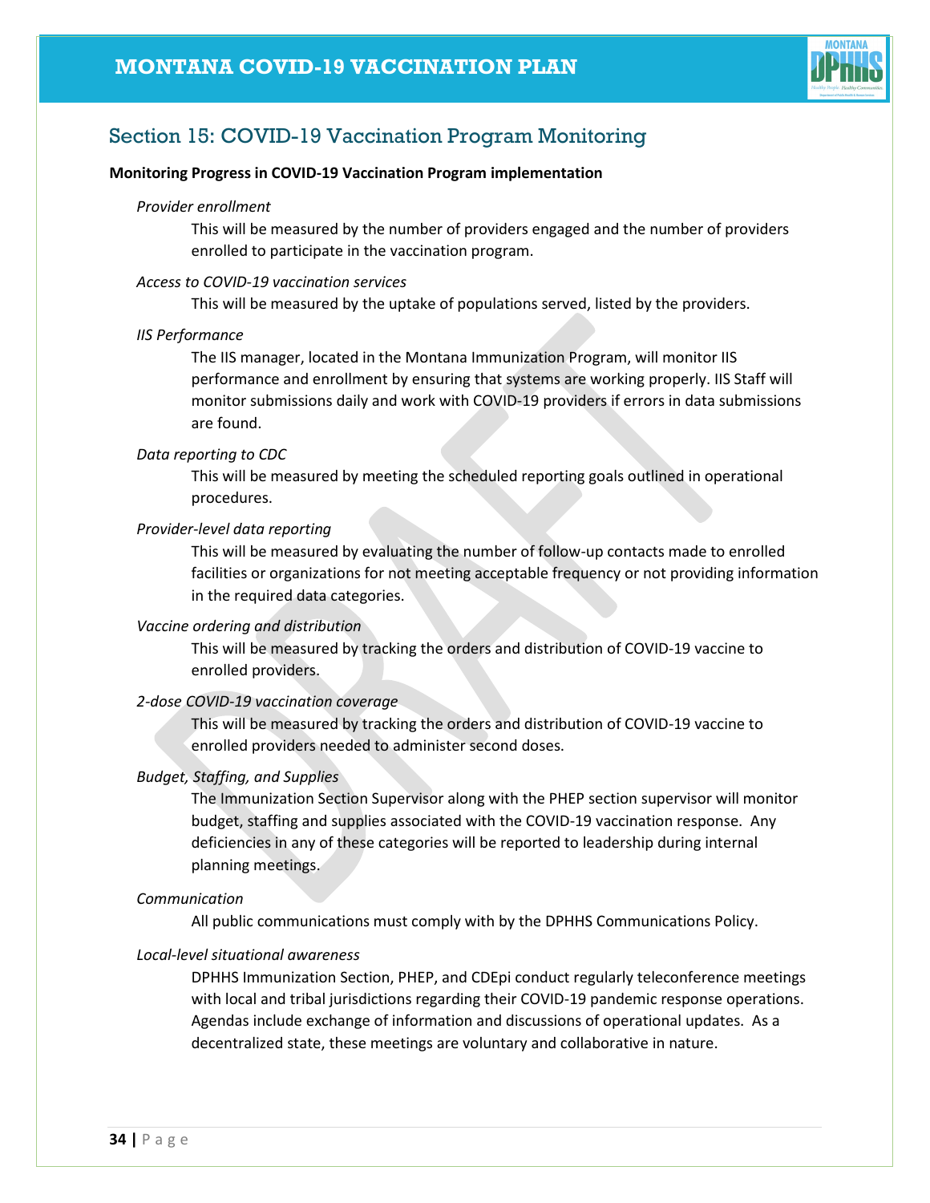## Section 15: COVID-19 Vaccination Program Monitoring

**Monitoring Progress in COVID-19 Vaccination Program implementation**

*Provider enrollment*

This will be measured by the number of providers engaged and the number of providers enrolled to participate in the vaccination program.

*Access to COVID-19 vaccination services*

This will be measured by the uptake of populations served, listed by the providers.

*IIS Performance*

The IIS manager, located in the Montana Immunization Program, will monitor IIS performance and enrollment by ensuring that systems are working properly. IIS Staff will monitor submissions daily and work with COVID-19 providers if errors in data submissions are found.

*Data reporting to CDC*

This will be measured by meeting the scheduled reporting goals outlined in operational procedures.

*Provider-level data reporting*

This will be measured by evaluating the number of follow-up contacts made to enrolled facilities or organizations for not meeting acceptable frequency or not providing information in the required data categories.

*Vaccine ordering and distribution*

This will be measured by tracking the orders and distribution of COVID-19 vaccine to enrolled providers.

*2-dose COVID-19 vaccination coverage*

This will be measured by tracking the orders and distribution of COVID-19 vaccine to enrolled providers needed to administer second doses.

*Budget, Staffing, and Supplies*

The Immunization Section Supervisor along with the PHEP section supervisor will monitor budget, staffing and supplies associated with the COVID-19 vaccination response. Any deficiencies in any of these categories will be reported to leadership during internal planning meetings.

*Communication*

All public communications must comply with by the DPHHS Communications Policy.

*Local-level situational awareness*

DPHHS Immunization Section, PHEP, and CDEpi conduct regularly teleconference meetings with local and tribal jurisdictions regarding their COVID-19 pandemic response operations. Agendas include exchange of information and discussions of operational updates. As a decentralized state, these meetings are voluntary and collaborative in nature.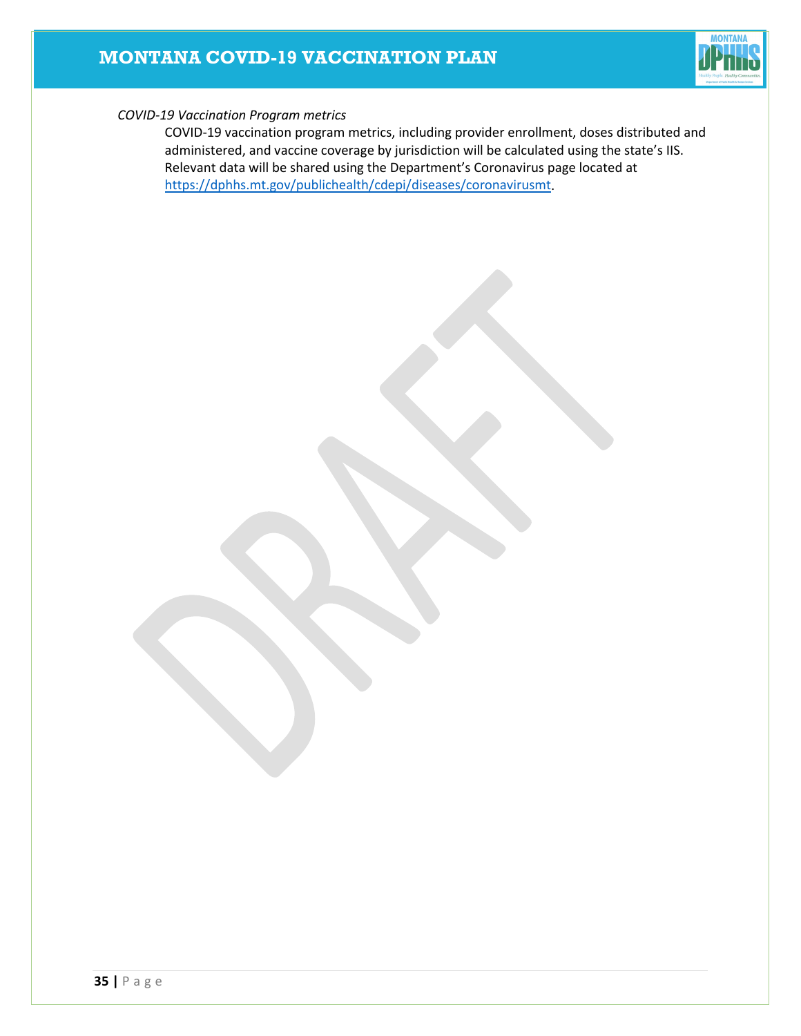*COVID-19 Vaccination Program metrics*

COVID-19 vaccination program metrics, including provider enrollment, doses distributed and administered, and vaccine coverage by jurisdiction will be calculated using the state's IIS. Relevant data will be shared using the Department's Coronavirus page located at [https://dphhs.mt.gov/publichealth/cdepi/diseases/coronavirusmt](https://dphhs.mt.gov/publichealth/cdepi/diseases/coronavirusmt).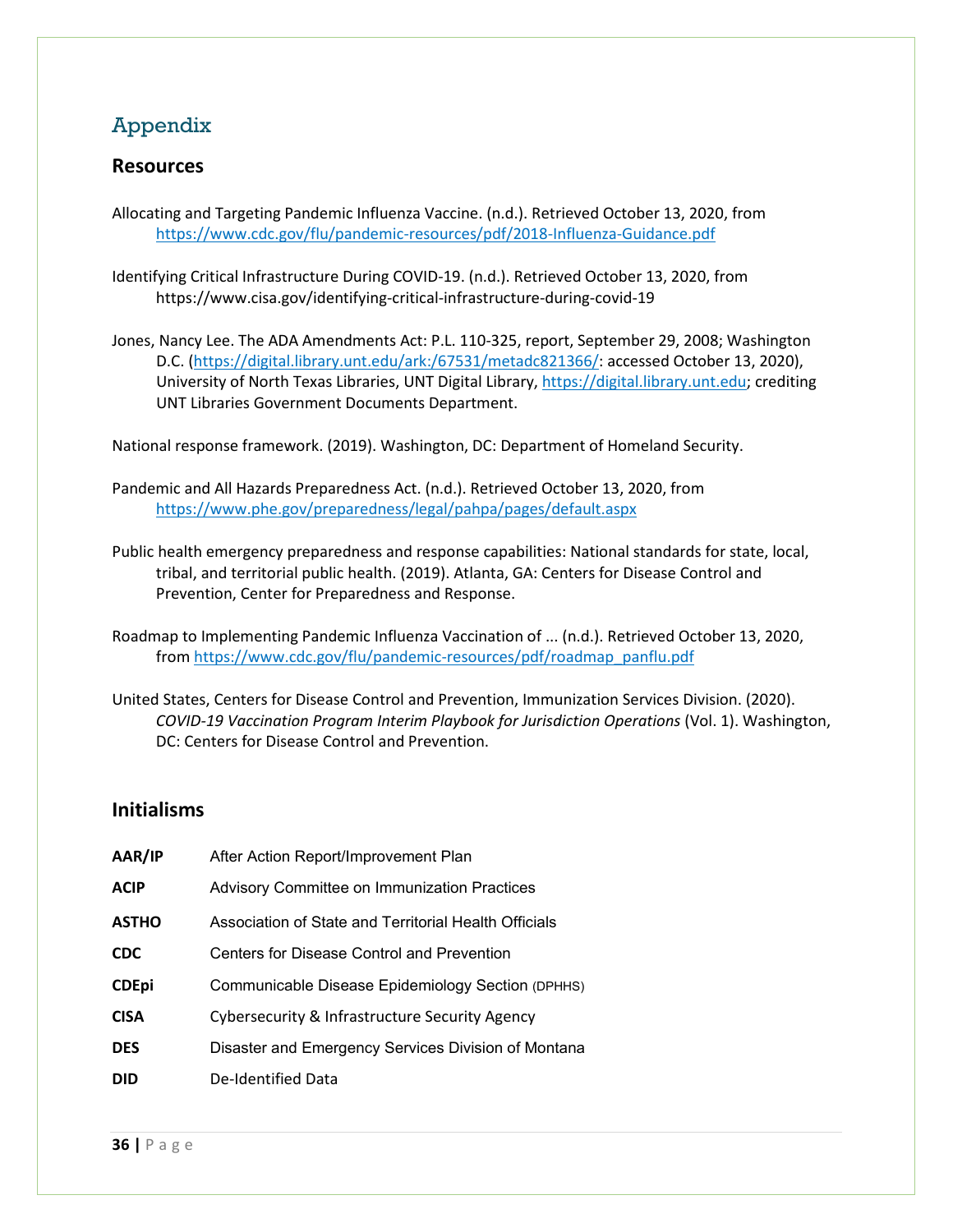# Appendix

## Resources

Allocating and Targeting Pandemic Influenza Vaccine. (n.d.). Retrieved October 13, 2020, from https://www.cdc.gov/flu/pandemic-resources/pdf/2018-Influenza-Guidance.pdf

Identifying Critical Infrastructure During COVID-19. (n.d.). Retrieved October 13, 2020, from https://www.cisa.gov/identifying-critical-infrastructure-during-covid-19

Jones, Nancy Lee. The ADA Amendments Act: P.L. 110-325, report, September 29, 2008; Washington D.C. (https://digital.library.unt.edu/ark:/67531/metadc821366/: accessed October 13, 2020), University of North Texas Libraries, UNT Digital Library, https://digital.library.unt.edu; crediting UNT Libraries Government Documents Department.

National response framework. (2019). Washington, DC: Department of Homeland Security.

Pandemic and All Hazards Preparedness Act. (n.d.). Retrieved October 13, 2020, from https://www.phe.gov/preparedness/legal/pahpa/pages/default.aspx

Public health emergency preparedness and response capabilities: National standards for state, local, tribal, and territorial public health. (2019). Atlanta, GA: Centers for Disease Control and Prevention, Center for Preparedness and Response.

Roadmap to Implementing Pandemic Influenza Vaccination of ... (n.d.). Retrieved October 13, 2020, from https://www.cdc.gov/flu/pandemic-resources/pdf/roadmap_panflu.pdf

United States, Centers for Disease Control and Prevention, Immunization Services Division. (2020). *COVID-19 Vaccination Program Interim Playbook for Jurisdiction Operations* (Vol. 1). Washington, DC: Centers for Disease Control and Prevention.

## Initialisms

| | |
|---|---|
| **AAR/IP** | After Action Report/Improvement Plan |
| **ACIP** | Advisory Committee on Immunization Practices |
| **ASTHO** | Association of State and Territorial Health Officials |
| **CDC** | Centers for Disease Control and Prevention |
| **CDEpi** | Communicable Disease Epidemiology Section (DPHHS) |
| **CISA** | Cybersecurity & Infrastructure Security Agency |
| **DES** | Disaster and Emergency Services Division of Montana |
| **DID** | De-Identified Data |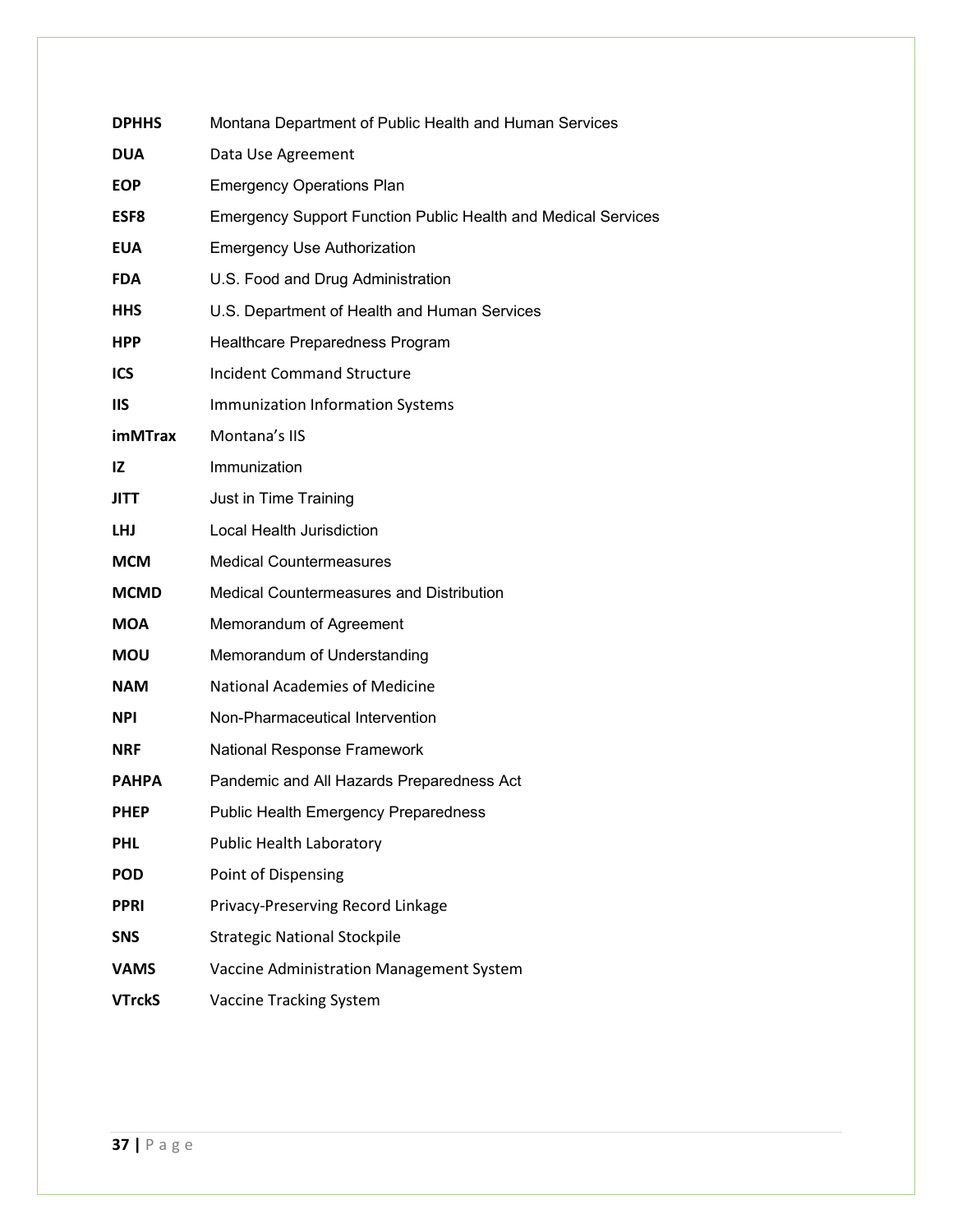| | |
|---|---|
| **DPHHS** | Montana Department of Public Health and Human Services |
| **DUA** | Data Use Agreement |
| **EOP** | Emergency Operations Plan |
| **ESF8** | Emergency Support Function Public Health and Medical Services |
| **EUA** | Emergency Use Authorization |
| **FDA** | U.S. Food and Drug Administration |
| **HHS** | U.S. Department of Health and Human Services |
| **HPP** | Healthcare Preparedness Program |
| **ICS** | Incident Command Structure |
| **IIS** | Immunization Information Systems |
| **imMTrax** | Montana's IIS |
| **IZ** | Immunization |
| **JITT** | Just in Time Training |
| **LHJ** | Local Health Jurisdiction |
| **MCM** | Medical Countermeasures |
| **MCMD** | Medical Countermeasures and Distribution |
| **MOA** | Memorandum of Agreement |
| **MOU** | Memorandum of Understanding |
| **NAM** | National Academies of Medicine |
| **NPI** | Non-Pharmaceutical Intervention |
| **NRF** | National Response Framework |
| **PAHPA** | Pandemic and All Hazards Preparedness Act |
| **PHEP** | Public Health Emergency Preparedness |
| **PHL** | Public Health Laboratory |
| **POD** | Point of Dispensing |
| **PPRI** | Privacy-Preserving Record Linkage |
| **SNS** | Strategic National Stockpile |
| **VAMS** | Vaccine Administration Management System |
| **VTrckS** | Vaccine Tracking System |